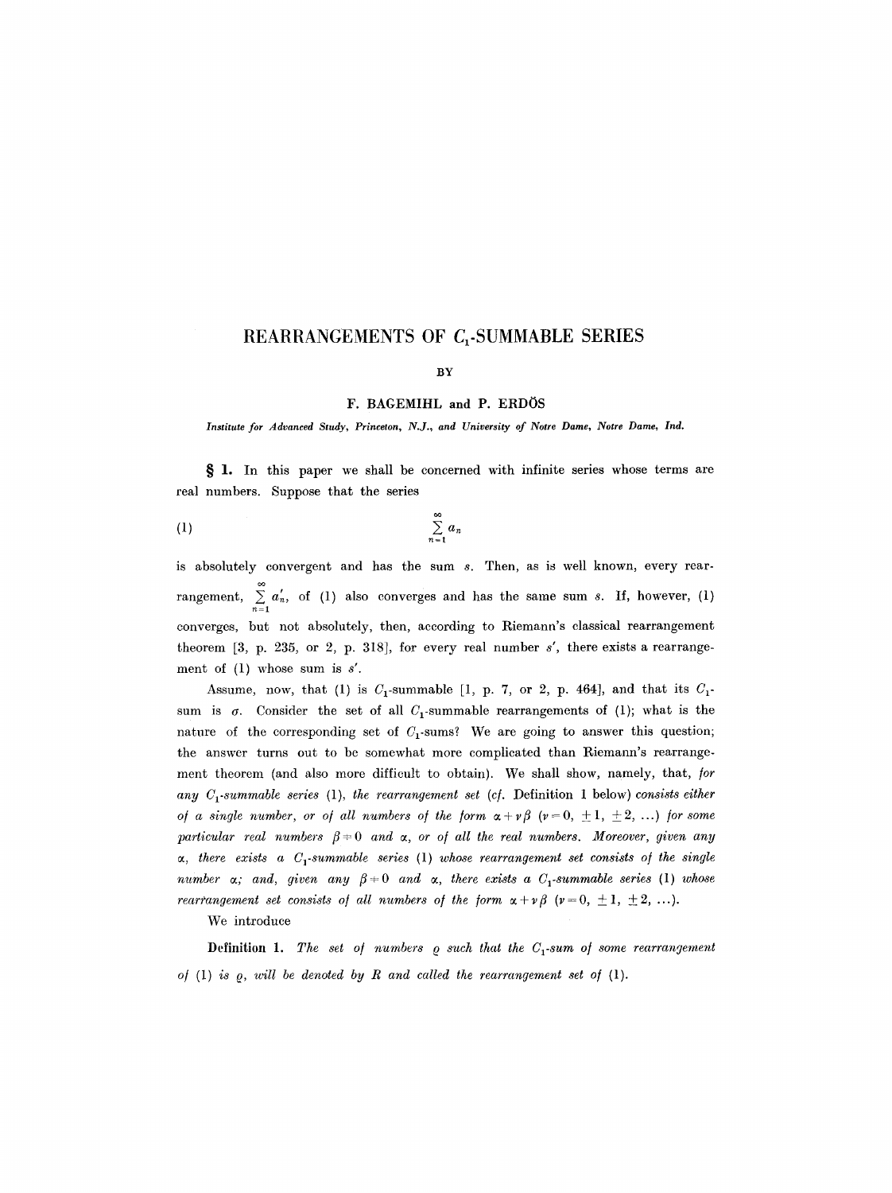# REARRANGEMENTS OF $C_1$-SUMMABLE SERIES

BY

F. BAGEMIHL and P. ERDŐS

*Institute for Advanced Study, Princeton, N.J., and University of Notre Dame, Notre Dame, Ind.*

**§ 1.** In this paper we shall be concerned with infinite series whose terms are real numbers. Suppose that the series

$$\sum_{n=1}^{\infty} a_n \tag{1}$$

is absolutely convergent and has the sum $s$. Then, as is well known, every rearrangement, $\sum_{n=1}^{\infty} a'_n$, of (1) also converges and has the same sum $s$. If, however, (1) converges, but not absolutely, then, according to Riemann's classical rearrangement theorem [3, p. 235, or 2, p. 318], for every real number $s'$, there exists a rearrangement of (1) whose sum is $s'$.

Assume, now, that (1) is $C_1$-summable [1, p. 7, or 2, p. 464], and that its $C_1$-sum is $\sigma$. Consider the set of all $C_1$-summable rearrangements of (1); what is the nature of the corresponding set of $C_1$-sums? We are going to answer this question; the answer turns out to be somewhat more complicated than Riemann's rearrangement theorem (and also more difficult to obtain). We shall show, namely, that, *for any $C_1$-summable series* (1), *the rearrangement set* (*cf.* Definition 1 below) *consists either of a single number, or of all numbers of the form $\alpha + \nu\beta$ ($\nu = 0, \pm 1, \pm 2, \ldots$) for some particular real numbers $\beta \neq 0$ and $\alpha$, or of all the real numbers. Moreover, given any $\alpha$, there exists a $C_1$-summable series* (1) *whose rearrangement set consists of the single number $\alpha$; and, given any $\beta \neq 0$ and $\alpha$, there exists a $C_1$-summable series* (1) *whose rearrangement set consists of all numbers of the form $\alpha + \nu\beta$ ($\nu = 0, \pm 1, \pm 2, \ldots$).*

We introduce

**Definition 1.** *The set of numbers $\varrho$ such that the $C_1$-sum of some rearrangement of* (1) *is $\varrho$, will be denoted by $R$ and called the rearrangement set of* (1).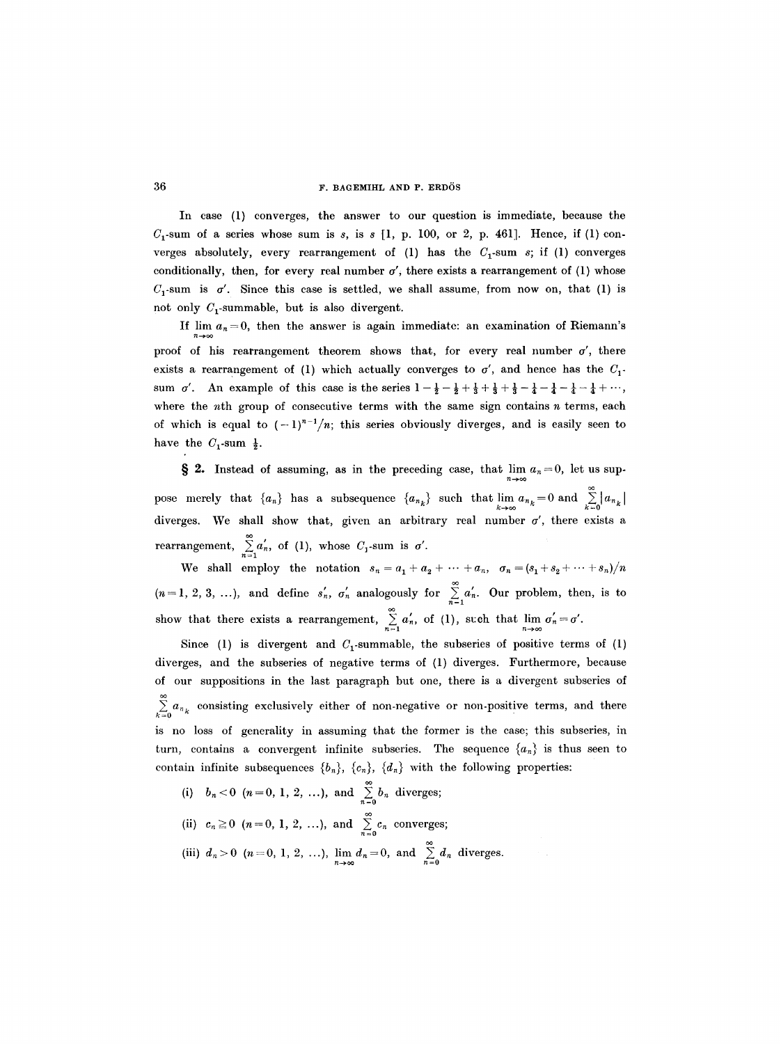In case (1) converges, the answer to our question is immediate, because the $C_1$-sum of a series whose sum is $s$, is $s$ [1, p. 100, or 2, p. 461]. Hence, if (1) converges absolutely, every rearrangement of (1) has the $C_1$-sum $s$; if (1) converges conditionally, then, for every real number $\sigma'$, there exists a rearrangement of (1) whose $C_1$-sum is $\sigma'$. Since this case is settled, we shall assume, from now on, that (1) is not only $C_1$-summable, but is also divergent.

If $\lim_{n\to\infty} a_n = 0$, then the answer is again immediate: an examination of Riemann's proof of his rearrangement theorem shows that, for every real number $\sigma'$, there exists a rearrangement of (1) which actually converges to $\sigma'$, and hence has the $C_1$-sum $\sigma'$. An example of this case is the series $1 - \frac{1}{2} - \frac{1}{2} + \frac{1}{3} + \frac{1}{3} + \frac{1}{3} - \frac{1}{4} - \frac{1}{4} - \frac{1}{4} - \frac{1}{4} + \cdots$, where the $n$th group of consecutive terms with the same sign contains $n$ terms, each of which is equal to $(-1)^{n-1}/n$; this series obviously diverges, and is easily seen to have the $C_1$-sum $\frac{1}{2}$.

**§ 2.** Instead of assuming, as in the preceding case, that $\lim_{n\to\infty} a_n = 0$, let us suppose merely that $\{a_n\}$ has a subsequence $\{a_{n_k}\}$ such that $\lim_{k\to\infty} a_{n_k} = 0$ and $\sum_{k=0}^{\infty} |a_{n_k}|$ diverges. We shall show that, given an arbitrary real number $\sigma'$, there exists a rearrangement, $\sum_{n=1}^{\infty} a_n'$, of (1), whose $C_1$-sum is $\sigma'$.

We shall employ the notation $s_n = a_1 + a_2 + \cdots + a_n$, $\sigma_n = (s_1 + s_2 + \cdots + s_n)/n$ $(n = 1, 2, 3, \ldots)$, and define $s_n'$, $\sigma_n'$ analogously for $\sum_{n=1}^{\infty} a_n'$. Our problem, then, is to show that there exists a rearrangement, $\sum_{n=1}^{\infty} a_n'$, of (1), such that $\lim_{n\to\infty} \sigma_n' = \sigma'$.

Since (1) is divergent and $C_1$-summable, the subseries of positive terms of (1) diverges, and the subseries of negative terms of (1) diverges. Furthermore, because of our suppositions in the last paragraph but one, there is a divergent subseries of $\sum_{k=0}^{\infty} a_{n_k}$ consisting exclusively either of non-negative or non-positive terms, and there is no loss of generality in assuming that the former is the case; this subseries, in turn, contains a convergent infinite subseries. The sequence $\{a_n\}$ is thus seen to contain infinite subsequences $\{b_n\}$, $\{c_n\}$, $\{d_n\}$ with the following properties:

(i) $b_n < 0$ $(n = 0, 1, 2, \ldots)$, and $\sum_{n=0}^{\infty} b_n$ diverges;

(ii) $c_n \geq 0$ $(n = 0, 1, 2, \ldots)$, and $\sum_{n=0}^{\infty} c_n$ converges;

(iii) $d_n > 0$ $(n = 0, 1, 2, \ldots)$, $\lim_{n\to\infty} d_n = 0$, and $\sum_{n=0}^{\infty} d_n$ diverges.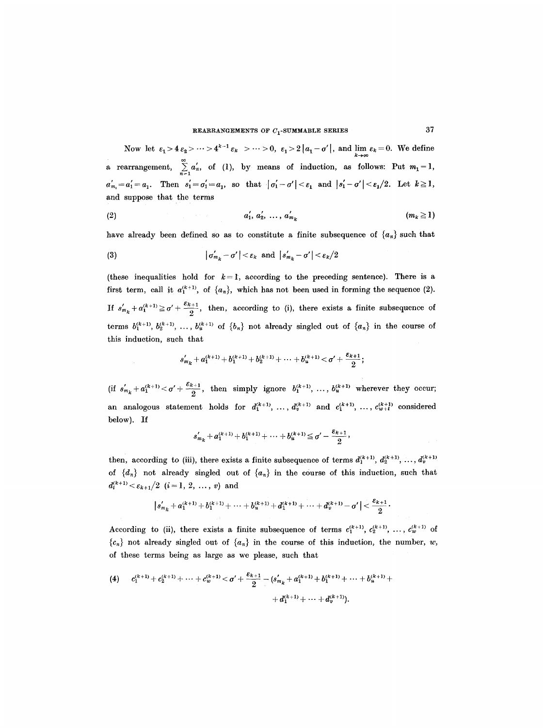Now let $\varepsilon_1 > 4\varepsilon_2 > \cdots > 4^{k-1}\varepsilon_k > \cdots > 0$, $\varepsilon_1 > 2|a_1 - \sigma'|$, and $\lim_{k\to\infty} \varepsilon_k = 0$. We define a rearrangement, $\sum_{n=1}^{\infty} a'_n$, of (1), by means of induction, as follows: Put $m_1 = 1$, $a'_{m_1} = a'_1 = a_1$. Then $s'_1 = \sigma'_1 = a_1$, so that $|\sigma'_1 - \sigma'| < \varepsilon_1$ and $|s'_1 - \sigma'| < \varepsilon_1/2$. Let $k \geq 1$, and suppose that the terms

$$a'_1, a'_2, \ldots, a'_{m_k} \qquad (m_k \geq 1) \tag{2}$$

have already been defined so as to constitute a finite subsequence of $\{a_n\}$ such that

$$|\sigma'_{m_k} - \sigma'| < \varepsilon_k \text{ and } |s'_{m_k} - \sigma'| < \varepsilon_k/2 \tag{3}$$

(these inequalities hold for $k = 1$, according to the preceding sentence). There is a first term, call it $a_1^{(k+1)}$, of $\{a_n\}$, which has not been used in forming the sequence (2). If $s'_{m_k} + a_1^{(k+1)} \geq \sigma' + \frac{\varepsilon_{k+1}}{2}$, then, according to (i), there exists a finite subsequence of terms $b_1^{(k+1)}, b_2^{(k+1)}, \ldots, b_u^{(k+1)}$ of $\{b_n\}$ not already singled out of $\{a_n\}$ in the course of this induction, such that

$$s'_{m_k} + a_1^{(k+1)} + b_1^{(k+1)} + b_2^{(k+1)} + \cdots + b_u^{(k+1)} < \sigma' + \frac{\varepsilon_{k+1}}{2};$$

(if $s'_{m_k} + a_1^{(k+1)} < \sigma' + \frac{\varepsilon_{k+1}}{2}$, then simply ignore $b_1^{(k+1)}, \ldots, b_u^{(k+1)}$ wherever they occur; an analogous statement holds for $d_1^{(k+1)}, \ldots, d_v^{(k+1)}$ and $c_1^{(k+1)}, \ldots, c_{w+t}^{(k+1)}$ considered below). If

$$s'_{m_k} + a_1^{(k+1)} + b_1^{(k+1)} + \cdots + b_u^{(k+1)} \leq \sigma' - \frac{\varepsilon_{k+1}}{2},$$

then, according to (iii), there exists a finite subsequence of terms $d_1^{(k+1)}, d_2^{(k+1)}, \ldots, d_v^{(k+1)}$ of $\{d_n\}$ not already singled out of $\{a_n\}$ in the course of this induction, such that $d_i^{(k+1)} < \varepsilon_{k+1}/2$ $(i = 1, 2, \ldots, v)$ and

$$|s'_{m_k} + a_1^{(k+1)} + b_1^{(k+1)} + \cdots + b_u^{(k+1)} + d_1^{(k+1)} + \cdots + d_v^{(k+1)} - \sigma'| < \frac{\varepsilon_{k+1}}{2}.$$

According to (ii), there exists a finite subsequence of terms $c_1^{(k+1)}, c_2^{(k+1)}, \ldots, c_w^{(k+1)}$ of $\{c_n\}$ not already singled out of $\{a_n\}$ in the course of this induction, the number, $w$, of these terms being as large as we please, such that

$$c_1^{(k+1)} + c_2^{(k+1)} + \cdots + c_w^{(k+1)} < \sigma' + \frac{\varepsilon_{k+1}}{2} - (s'_{m_k} + a_1^{(k+1)} + b_1^{(k+1)} + \cdots + b_u^{(k+1)} + d_1^{(k+1)} + \cdots + d_v^{(k+1)}). \tag{4}$$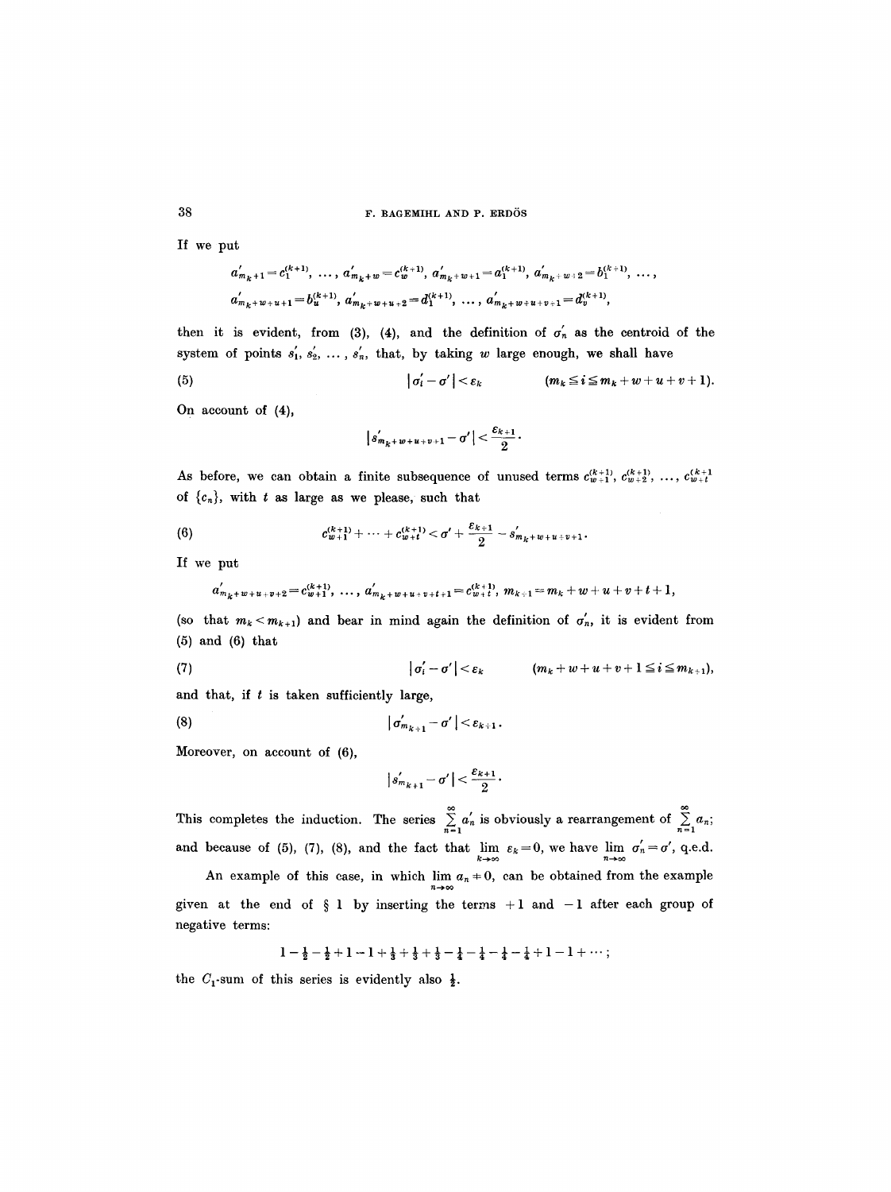If we put

$$a'_{m_k+1} = c_1^{(k+1)}, \ \ldots, \ a'_{m_k+w} = c_w^{(k+1)}, \ a'_{m_k+w+1} = a_1^{(k+1)}, \ a'_{m_k+w+2} = b_1^{(k+1)}, \ \ldots,$$
$$a'_{m_k+w+u+1} = b_u^{(k+1)}, \ a'_{m_k+w+u+2} = d_1^{(k+1)}, \ \ldots, \ a'_{m_k+w+u+v+1} = d_v^{(k+1)},$$

then it is evident, from (3), (4), and the definition of $\sigma'_n$ as the centroid of the system of points $s'_1, s'_2, \ldots, s'_n$, that, by taking $w$ large enough, we shall have

$$(5) \qquad |\sigma'_i - \sigma'| < \varepsilon_k \qquad (m_k \leq i \leq m_k + w + u + v + 1).$$

On account of (4),

$$|s'_{m_k+w+u+v+1} - \sigma'| < \frac{\varepsilon_{k+1}}{2}.$$

As before, we can obtain a finite subsequence of unused terms $c_{w+1}^{(k+1)}, c_{w+2}^{(k+1)}, \ldots, c_{w+t}^{(k+1)}$ of $\{c_n\}$, with $t$ as large as we please, such that

$$(6) \qquad c_{w+1}^{(k+1)} + \cdots + c_{w+t}^{(k+1)} < \sigma' + \frac{\varepsilon_{k+1}}{2} - s'_{m_k+w+u+v+1}.$$

If we put

$$a'_{m_k+w+u+v+2} = c_{w+1}^{(k+1)}, \ \ldots, \ a'_{m_k+w+u+v+t+1} = c_{w+t}^{(k+1)}, \ m_{k+1} = m_k + w + u + v + t + 1,$$

(so that $m_k < m_{k+1}$) and bear in mind again the definition of $\sigma'_n$, it is evident from (5) and (6) that

$$(7) \qquad |\sigma'_i - \sigma'| < \varepsilon_k \qquad (m_k + w + u + v + 1 \leq i \leq m_{k+1}),$$

and that, if $t$ is taken sufficiently large,

$$(8) \qquad |\sigma'_{m_{k+1}} - \sigma'| < \varepsilon_{k+1}.$$

Moreover, on account of (6),

$$|s'_{m_{k+1}} - \sigma'| < \frac{\varepsilon_{k+1}}{2}.$$

This completes the induction. The series $\sum_{n=1}^{\infty} a'_n$ is obviously a rearrangement of $\sum_{n=1}^{\infty} a_n$; and because of (5), (7), (8), and the fact that $\lim_{k\to\infty} \varepsilon_k = 0$, we have $\lim_{n\to\infty} \sigma'_n = \sigma'$, q.e.d.

An example of this case, in which $\lim_{n\to\infty} a_n \neq 0$, can be obtained from the example given at the end of § 1 by inserting the terms $+1$ and $-1$ after each group of negative terms:

$$1 - \tfrac{1}{2} - \tfrac{1}{2} + 1 - 1 + \tfrac{1}{3} + \tfrac{1}{3} + \tfrac{1}{3} - \tfrac{1}{4} - \tfrac{1}{4} - \tfrac{1}{4} - \tfrac{1}{4} + 1 - 1 + \cdots;$$

the $C_1$-sum of this series is evidently also $\frac{1}{2}$.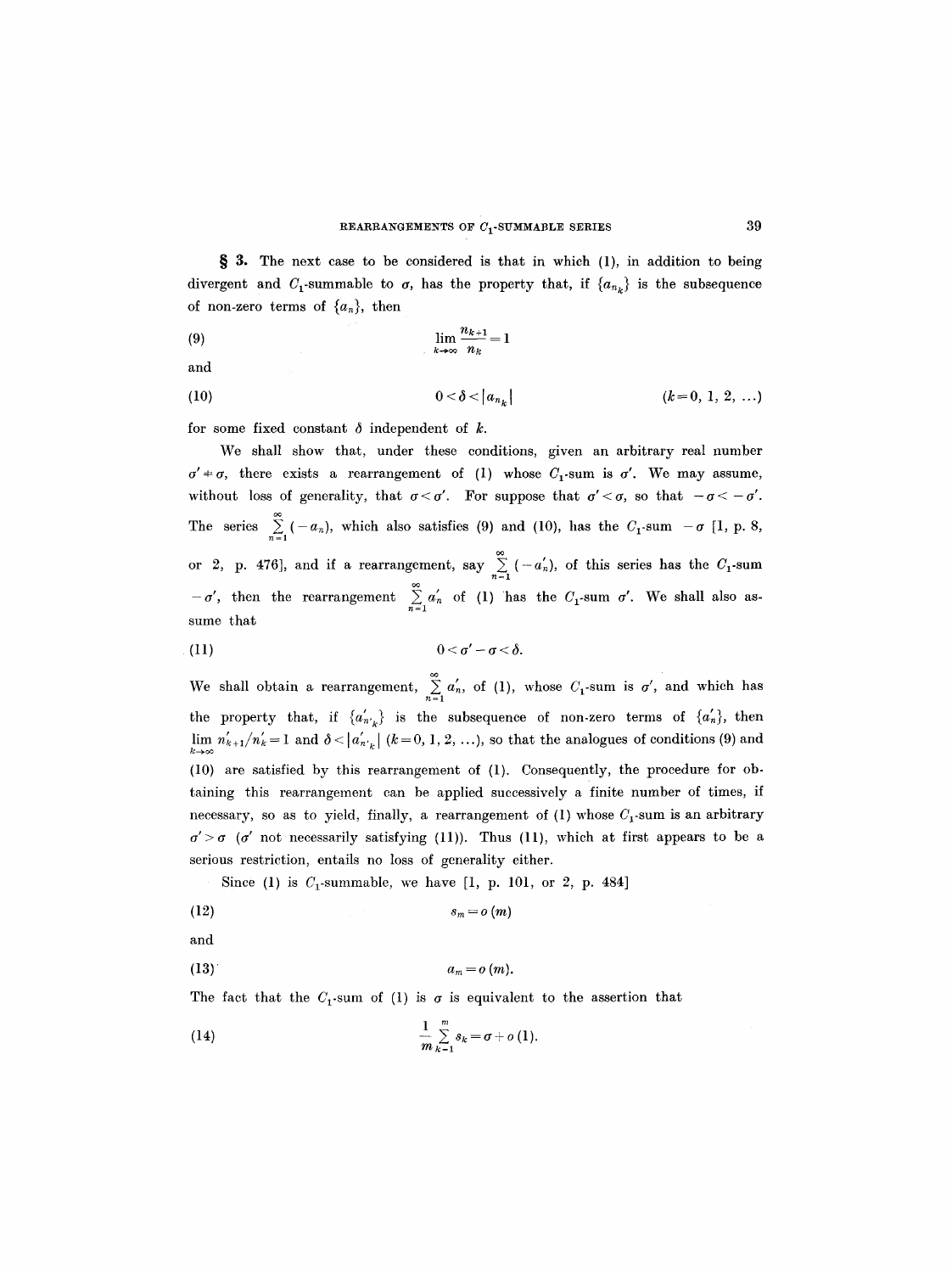§ 3. The next case to be considered is that in which (1), in addition to being divergent and $C_1$-summable to $\sigma$, has the property that, if $\{a_{n_k}\}$ is the subsequence of non-zero terms of $\{a_n\}$, then

$$\lim_{k\to\infty} \frac{n_{k+1}}{n_k} = 1 \tag{9}$$

and

$$0 < \delta < |a_{n_k}| \qquad (k = 0, 1, 2, \ldots) \tag{10}$$

for some fixed constant $\delta$ independent of $k$.

We shall show that, under these conditions, given an arbitrary real number $\sigma' \neq \sigma$, there exists a rearrangement of (1) whose $C_1$-sum is $\sigma'$. We may assume, without loss of generality, that $\sigma < \sigma'$. For suppose that $\sigma' < \sigma$, so that $-\sigma < -\sigma'$. The series $\sum_{n=1}^{\infty} (-a_n)$, which also satisfies (9) and (10), has the $C_1$-sum $-\sigma$ [1, p. 8, or 2, p. 476], and if a rearrangement, say $\sum_{n=1}^{\infty} (-a_n')$, of this series has the $C_1$-sum $-\sigma'$, then the rearrangement $\sum_{n=1}^{\infty} a_n'$ of (1) has the $C_1$-sum $\sigma'$. We shall also assume that

$$0 < \sigma' - \sigma < \delta. \tag{11}$$

We shall obtain a rearrangement, $\sum_{n=1}^{\infty} a_n'$, of (1), whose $C_1$-sum is $\sigma'$, and which has the property that, if $\{a'_{n'_k}\}$ is the subsequence of non-zero terms of $\{a_n'\}$, then $\lim_{k\to\infty} n'_{k+1}/n'_k = 1$ and $\delta < |a'_{n'_k}|$ $(k = 0, 1, 2, \ldots)$, so that the analogues of conditions (9) and (10) are satisfied by this rearrangement of (1). Consequently, the procedure for obtaining this rearrangement can be applied successively a finite number of times, if necessary, so as to yield, finally, a rearrangement of (1) whose $C_1$-sum is an arbitrary $\sigma' > \sigma$ ($\sigma'$ not necessarily satisfying (11)). Thus (11), which at first appears to be a serious restriction, entails no loss of generality either.

Since (1) is $C_1$-summable, we have [1, p. 101, or 2, p. 484]

$$s_m = o(m) \tag{12}$$

and

$$a_m = o(m). \tag{13}$$

The fact that the $C_1$-sum of (1) is $\sigma$ is equivalent to the assertion that

$$\frac{1}{m} \sum_{k=1}^{m} s_k = \sigma + o(1). \tag{14}$$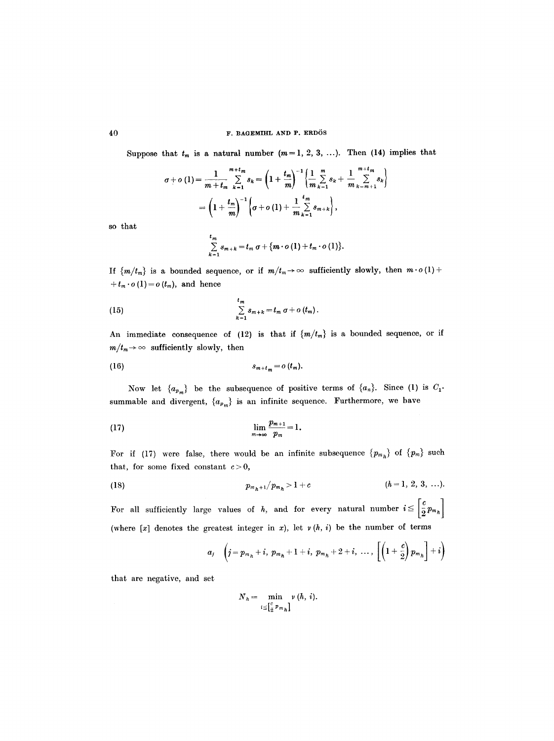Suppose that $t_m$ is a natural number $(m = 1, 2, 3, \ldots)$. Then (14) implies that

$$\sigma + o(1) = \frac{1}{m + t_m} \sum_{k=1}^{m+t_m} s_k = \left(1 + \frac{t_m}{m}\right)^{-1} \left\{ \frac{1}{m} \sum_{k=1}^{m} s_k + \frac{1}{m} \sum_{k=m+1}^{m+t_m} s_k \right\}$$

$$= \left(1 + \frac{t_m}{m}\right)^{-1} \left\{ \sigma + o(1) + \frac{1}{m} \sum_{k=1}^{t_m} s_{m+k} \right\},$$

so that

$$\sum_{k=1}^{t_m} s_{m+k} = t_m \sigma + \{ m \cdot o(1) + t_m \cdot o(1) \}.$$

If $\{m/t_m\}$ is a bounded sequence, or if $m/t_m \to \infty$ sufficiently slowly, then $m \cdot o(1) + t_m \cdot o(1) = o(t_m)$, and hence

$$\sum_{k=1}^{t_m} s_{m+k} = t_m \sigma + o(t_m). \tag{15}$$

An immediate consequence of (12) is that if $\{m/t_m\}$ is a bounded sequence, or if $m/t_m \to \infty$ sufficiently slowly, then

$$s_{m+t_m} = o(t_m). \tag{16}$$

Now let $\{a_{p_m}\}$ be the subsequence of positive terms of $\{a_n\}$. Since (1) is $C_1$-summable and divergent, $\{a_{p_m}\}$ is an infinite sequence. Furthermore, we have

$$\lim_{m \to \infty} \frac{p_{m+1}}{p_m} = 1. \tag{17}$$

For if (17) were false, there would be an infinite subsequence $\{p_{m_h}\}$ of $\{p_m\}$ such that, for some fixed constant $c > 0$,

$$p_{m_h+1}/p_{m_h} > 1 + c \qquad (h = 1, 2, 3, \ldots). \tag{18}$$

For all sufficiently large values of $h$, and for every natural number $i \leq \left[\frac{c}{2} p_{m_h}\right]$ (where $[x]$ denotes the greatest integer in $x$), let $\nu(h, i)$ be the number of terms

$$a_j \quad \left(j = p_{m_h} + i,\ p_{m_h} + 1 + i,\ p_{m_h} + 2 + i,\ \ldots,\ \left[\left(1 + \frac{c}{2}\right) p_{m_h}\right] + i\right)$$

that are negative, and set

$$N_h = \min_{i \leq \left[\frac{c}{2} p_{m_h}\right]} \nu(h, i).$$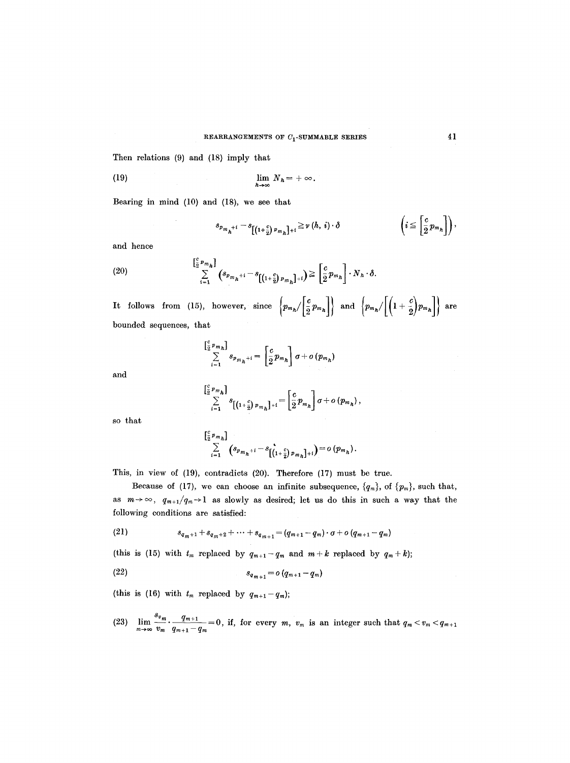Then relations (9) and (18) imply that

$$\lim_{h\to\infty} N_h = +\infty. \tag{19}$$

Bearing in mind (10) and (18), we see that

$$s_{p_{m_h}+i} - s_{\left[\left(1+\frac{c}{2}\right)p_{m_h}\right]+i} \geq \nu(h,i)\cdot\delta \qquad \left(i \leq \left[\frac{c}{2}p_{m_h}\right]\right),$$

and hence

$$\sum_{i=1}^{\left[\frac{c}{2}p_{m_h}\right]} \left(s_{p_{m_h}+i} - s_{\left[\left(1+\frac{c}{2}\right)p_{m_h}\right]+i}\right) \geq \left[\frac{c}{2}p_{m_h}\right]\cdot N_h\cdot\delta. \tag{20}$$

It follows from (15), however, since $\left\{p_{m_h}\Big/\left[\frac{c}{2}p_{m_h}\right]\right\}$ and $\left\{p_{m_h}\Big/\left[\left(1+\frac{c}{2}\right)p_{m_h}\right]\right\}$ are bounded sequences, that

$$\sum_{i=1}^{\left[\frac{c}{2}p_{m_h}\right]} s_{p_{m_h}+i} = \left[\frac{c}{2}p_{m_h}\right]\sigma + o(p_{m_h})$$

and

$$\sum_{i=1}^{\left[\frac{c}{2}p_{m_h}\right]} s_{\left[\left(1+\frac{c}{2}\right)p_{m_h}\right]+i} = \left[\frac{c}{2}p_{m_h}\right]\sigma + o(p_{m_h}),$$

so that

$$\sum_{i=1}^{\left[\frac{c}{2}p_{m_h}\right]} \left(s_{p_{m_h}+i} - s_{\left[\left(1+\frac{c}{2}\right)p_{m_h}\right]+i}\right) = o(p_{m_h}).$$

This, in view of (19), contradicts (20). Therefore (17) must be true.

Because of (17), we can choose an infinite subsequence, $\{q_m\}$, of $\{p_m\}$, such that, as $m\to\infty$, $q_{m+1}/q_m \to 1$ as slowly as desired; let us do this in such a way that the following conditions are satisfied:

$$s_{q_m+1} + s_{q_m+2} + \cdots + s_{q_{m+1}} = (q_{m+1}-q_m)\cdot\sigma + o(q_{m+1}-q_m) \tag{21}$$

(this is (15) with $t_m$ replaced by $q_{m+1}-q_m$ and $m+k$ replaced by $q_m+k$);

$$s_{q_{m+1}} = o(q_{m+1}-q_m) \tag{22}$$

(this is (16) with $t_m$ replaced by $q_{m+1}-q_m$);

(23) $\displaystyle\lim_{m\to\infty} \frac{s_{v_m}}{v_m}\cdot\frac{q_{m+1}}{q_{m+1}-q_m} = 0$, if, for every $m$, $v_m$ is an integer such that $q_m < v_m < q_{m+1}$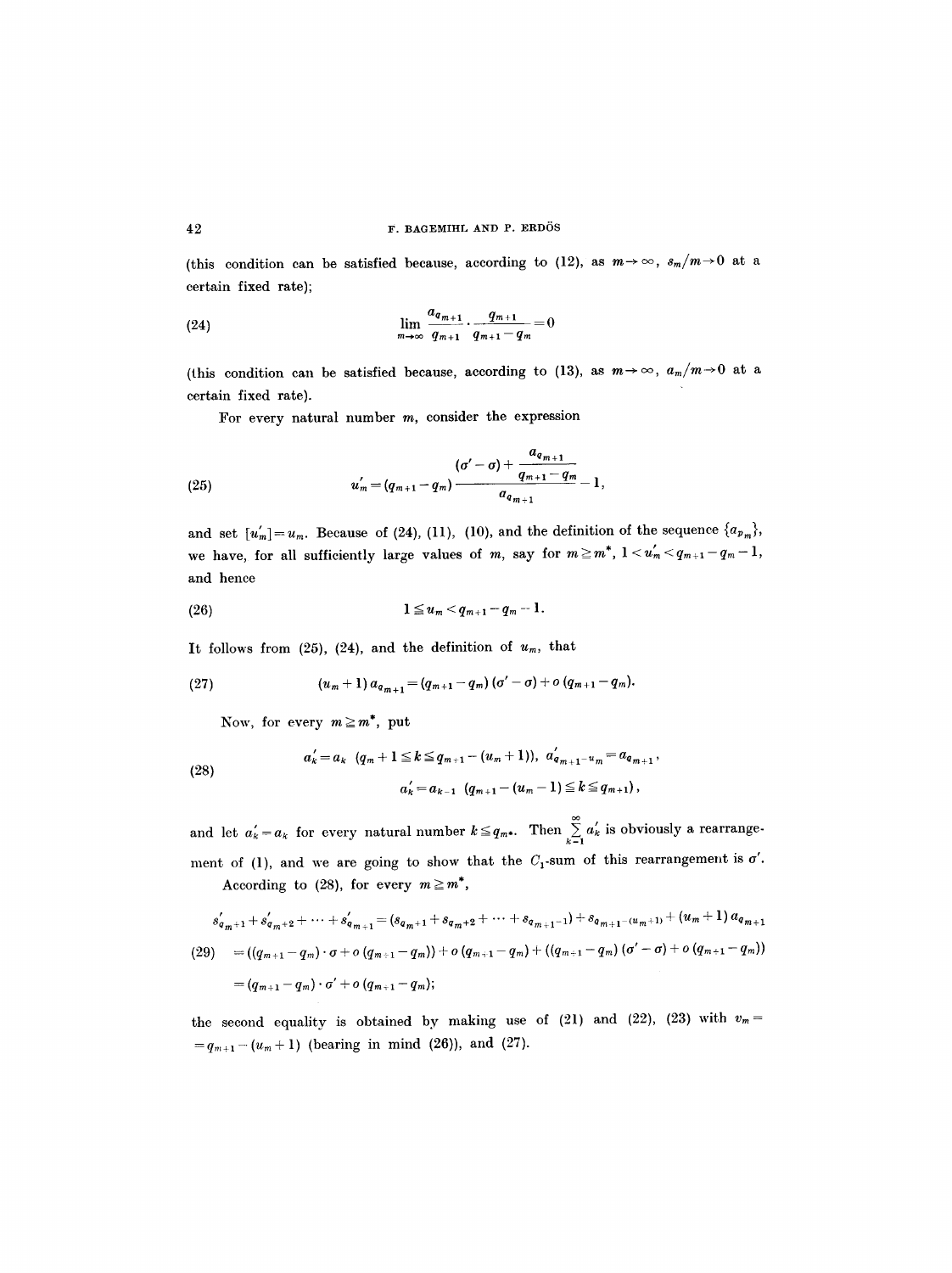(this condition can be satisfied because, according to (12), as $m \to \infty$, $s_m/m \to 0$ at a certain fixed rate);

$$\lim_{m\to\infty} \frac{a_{q_{m+1}}}{q_{m+1}} \cdot \frac{q_{m+1}}{q_{m+1}-q_m} = 0 \tag{24}$$

(this condition can be satisfied because, according to (13), as $m \to \infty$, $a_m/m \to 0$ at a certain fixed rate).

For every natural number $m$, consider the expression

$$u'_m = (q_{m+1}-q_m)\frac{(\sigma'-\sigma)+\dfrac{a_{q_{m+1}}}{q_{m+1}-q_m}}{a_{q_{m+1}}} - 1, \tag{25}$$

and set $[u'_m] = u_m$. Because of (24), (11), (10), and the definition of the sequence $\{a_{p_m}\}$, we have, for all sufficiently large values of $m$, say for $m \geqq m^*$, $1 < u'_m < q_{m+1} - q_m - 1$, and hence

$$1 \leqq u_m < q_{m+1} - q_m - 1. \tag{26}$$

It follows from (25), (24), and the definition of $u_m$, that

$$(u_m+1)\, a_{q_{m+1}} = (q_{m+1}-q_m)(\sigma'-\sigma) + o\,(q_{m+1}-q_m). \tag{27}$$

Now, for every $m \geqq m^*$, put

$$\begin{aligned} &a'_k = a_k \quad (q_m + 1 \leqq k \leqq q_{m+1} - (u_m+1)),\quad a'_{q_{m+1}-u_m} = a_{q_{m+1}},\\ &a'_k = a_{k-1} \quad (q_{m+1} - (u_m - 1) \leqq k \leqq q_{m+1}), \end{aligned} \tag{28}$$

and let $a'_k = a_k$ for every natural number $k \leqq q_{m^*}$. Then $\sum\limits_{k=1}^{\infty} a'_k$ is obviously a rearrangement of (1), and we are going to show that the $C_1$-sum of this rearrangement is $\sigma'$.

According to (28), for every $m \geqq m^*$,

$$\begin{aligned} s'_{q_m+1} + s'_{q_m+2} + \cdots + s'_{q_{m+1}} &= (s_{q_m+1} + s_{q_m+2} + \cdots + s_{q_{m+1}-1}) + s_{q_{m+1}-(u_m+1)} + (u_m+1)\, a_{q_{m+1}} \\ &= ((q_{m+1}-q_m)\cdot\sigma + o\,(q_{m+1}-q_m)) + o\,(q_{m+1}-q_m) + ((q_{m+1}-q_m)(\sigma'-\sigma) + o\,(q_{m+1}-q_m)) \\ &= (q_{m+1}-q_m)\cdot\sigma' + o\,(q_{m+1}-q_m); \end{aligned} \tag{29}$$

the second equality is obtained by making use of (21) and (22), (23) with $v_m = q_{m+1} - (u_m + 1)$ (bearing in mind (26)), and (27).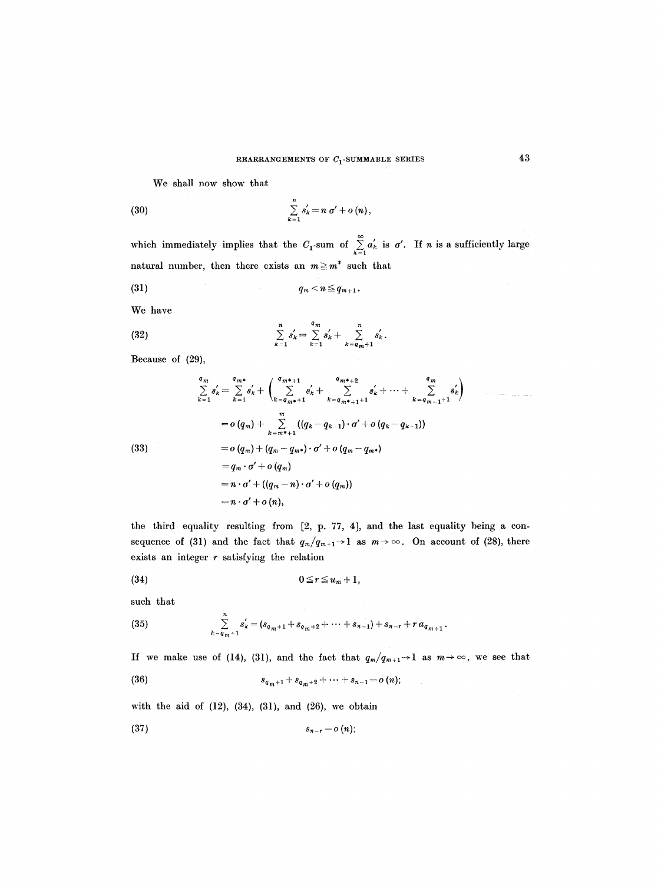We shall now show that

$$\sum_{k=1}^{n} s_k' = n\,\sigma' + o(n), \tag{30}$$

which immediately implies that the $C_1$-sum of $\sum_{k=1}^{\infty} a_k'$ is $\sigma'$. If $n$ is a sufficiently large natural number, then there exists an $m \geqq m^*$ such that

$$q_m < n \leqq q_{m+1}. \tag{31}$$

We have

$$\sum_{k=1}^{n} s_k' = \sum_{k=1}^{q_m} s_k' + \sum_{k=q_m+1}^{n} s_k'. \tag{32}$$

Because of (29),

$$\begin{aligned}
\sum_{k=1}^{q_m} s_k' &= \sum_{k=1}^{q_{m^*}} s_k' + \left( \sum_{k=q_{m^*}+1}^{q_{m^*+1}} s_k' + \sum_{k=q_{m^*+1}+1}^{q_{m^*+2}} s_k' + \cdots + \sum_{k=q_{m-1}+1}^{q_m} s_k' \right) \\
&= o(q_m) + \sum_{k=m^*+1}^{m} ((q_k - q_{k-1}) \cdot \sigma' + o(q_k - q_{k-1})) \\
&= o(q_m) + (q_m - q_{m^*}) \cdot \sigma' + o(q_m - q_{m^*}) \\
&= q_m \cdot \sigma' + o(q_m) \\
&= n \cdot \sigma' + ((q_m - n) \cdot \sigma' + o(q_m)) \\
&= n \cdot \sigma' + o(n),
\end{aligned} \tag{33}$$

the third equality resulting from [2, p. 77, 4], and the last equality being a consequence of (31) and the fact that $q_m/q_{m+1} \to 1$ as $m \to \infty$. On account of (28), there exists an integer $r$ satisfying the relation

$$0 \leqq r \leqq u_m + 1, \tag{34}$$

such that

$$\sum_{k=q_m+1}^{n} s_k' = (s_{q_m+1} + s_{q_m+2} + \cdots + s_{n-1}) + s_{n-r} + r\,a_{q_{m+1}}. \tag{35}$$

If we make use of (14), (31), and the fact that $q_m/q_{m+1} \to 1$ as $m \to \infty$, we see that

$$s_{q_m+1} + s_{q_m+2} + \cdots + s_{n-1} = o(n); \tag{36}$$

with the aid of (12), (34), (31), and (26), we obtain

$$s_{n-r} = o(n); \tag{37}$$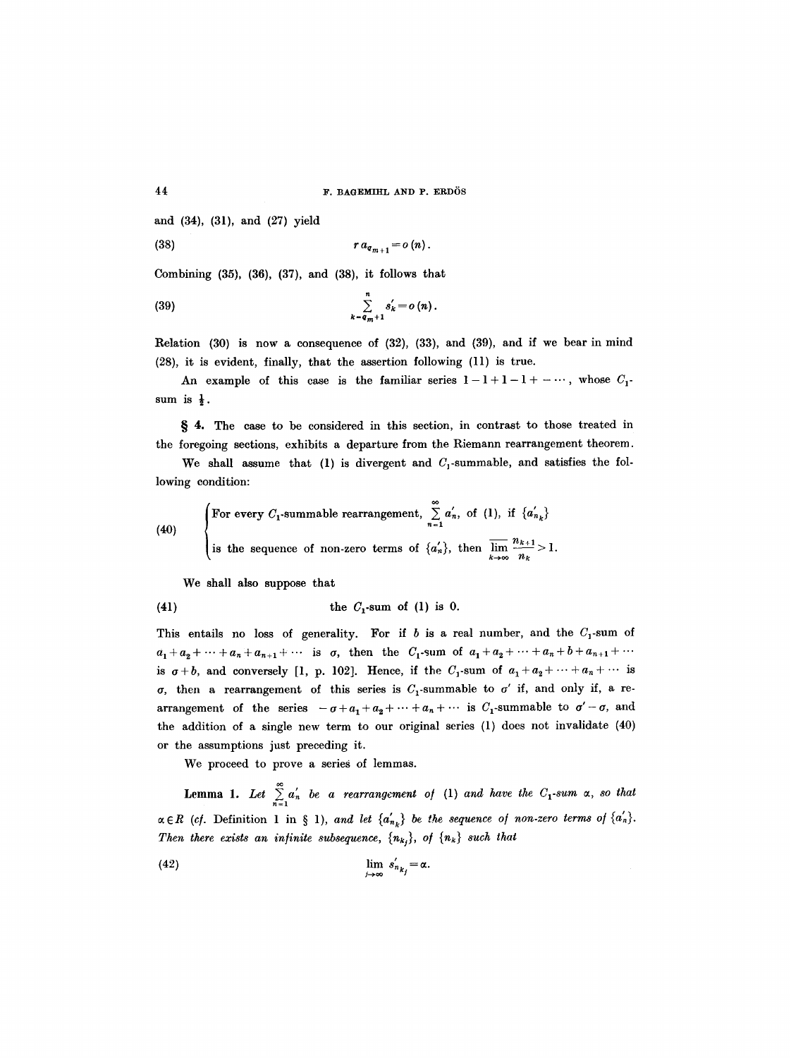and (34), (31), and (27) yield

$$r\, a_{q_{m+1}} = o(n). \tag{38}$$

Combining (35), (36), (37), and (38), it follows that

$$\sum_{k=q_m+1}^{n} s_k' = o(n). \tag{39}$$

Relation (30) is now a consequence of (32), (33), and (39), and if we bear in mind (28), it is evident, finally, that the assertion following (11) is true.

An example of this case is the familiar series $1-1+1-1+-\cdots$, whose $C_1$-sum is $\frac{1}{2}$.

**§ 4.** The case to be considered in this section, in contrast to those treated in the foregoing sections, exhibits a departure from the Riemann rearrangement theorem.

We shall assume that (1) is divergent and $C_1$-summable, and satisfies the following condition:

$$\left\{ \begin{array}{l} \text{For every } C_1\text{-summable rearrangement, } \sum\limits_{n=1}^{\infty} a_n', \text{ of (1), if } \{a_{n_k}'\} \\ \text{is the sequence of non-zero terms of } \{a_n'\}, \text{ then } \overline{\lim\limits_{k\to\infty}} \dfrac{n_{k+1}}{n_k} > 1. \end{array} \right. \tag{40}$$

We shall also suppose that

$$\text{the } C_1\text{-sum of (1) is } 0. \tag{41}$$

This entails no loss of generality. For if $b$ is a real number, and the $C_1$-sum of $a_1 + a_2 + \cdots + a_n + a_{n+1} + \cdots$ is $\sigma$, then the $C_1$-sum of $a_1 + a_2 + \cdots + a_n + b + a_{n+1} + \cdots$ is $\sigma + b$, and conversely [1, p. 102]. Hence, if the $C_1$-sum of $a_1 + a_2 + \cdots + a_n + \cdots$ is $\sigma$, then a rearrangement of this series is $C_1$-summable to $\sigma'$ if, and only if, a rearrangement of the series $-\sigma + a_1 + a_2 + \cdots + a_n + \cdots$ is $C_1$-summable to $\sigma' - \sigma$, and the addition of a single new term to our original series (1) does not invalidate (40) or the assumptions just preceding it.

We proceed to prove a series of lemmas.

**Lemma 1.** *Let* $\sum\limits_{n=1}^{\infty} a_n'$ *be a rearrangement of* (1) *and have the* $C_1$*-sum* $\alpha$, *so that* $\alpha \in R$ (*cf.* Definition 1 in § 1), *and let* $\{a_{n_k}'\}$ *be the sequence of non-zero terms of* $\{a_n'\}$. *Then there exists an infinite subsequence*, $\{n_{k_j}\}$, *of* $\{n_k\}$ *such that*

$$\lim_{j\to\infty} s_{n_{k_j}}' = \alpha. \tag{42}$$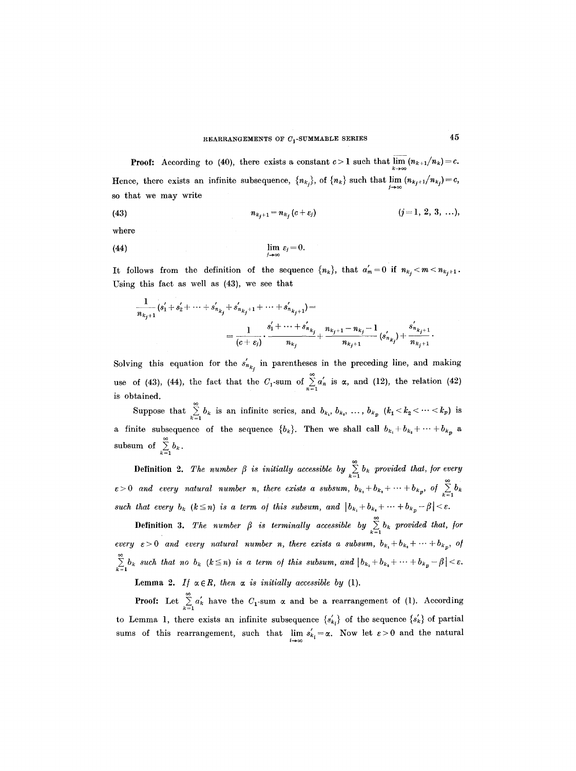**Proof:** According to (40), there exists a constant $c > 1$ such that $\overline{\lim_{k\to\infty}} (n_{k+1}/n_k) = c$. Hence, there exists an infinite subsequence, $\{n_{k_j}\}$, of $\{n_k\}$ such that $\lim_{j\to\infty} (n_{k_j+1}/n_{k_j}) = c$, so that we may write

$$n_{k_j+1} = n_{k_j}(c + \varepsilon_j) \qquad (j = 1, 2, 3, \ldots), \tag{43}$$

where

$$\lim_{j\to\infty} \varepsilon_j = 0. \tag{44}$$

It follows from the definition of the sequence $\{n_k\}$, that $a'_m = 0$ if $n_{k_j} < m < n_{k_j+1}$. Using this fact as well as (43), we see that

$$\frac{1}{n_{k_j+1}}(s'_1 + s'_2 + \cdots + s'_{n_{k_j}} + s'_{n_{k_j}+1} + \cdots + s'_{n_{k_j+1}}) =$$

$$= \frac{1}{(c+\varepsilon_j)} \cdot \frac{s'_1 + \cdots + s'_{n_{k_j}}}{n_{k_j}} + \frac{n_{k_j+1} - n_{k_j} - 1}{n_{k_j+1}}(s'_{n_{k_j}}) + \frac{s'_{n_{k_j+1}}}{n_{k_j+1}}.$$

Solving this equation for the $s'_{n_{k_j}}$ in parentheses in the preceding line, and making use of (43), (44), the fact that the $C_1$-sum of $\sum_{n=1}^{\infty} a'_n$ is $\alpha$, and (12), the relation (42) is obtained.

Suppose that $\sum_{k=1}^{\infty} b_k$ is an infinite series, and $b_{k_1}, b_{k_2}, \ldots, b_{k_p}$ $(k_1 < k_2 < \cdots < k_p)$ is a finite subsequence of the sequence $\{b_k\}$. Then we shall call $b_{k_1} + b_{k_2} + \cdots + b_{k_p}$ a subsum of $\sum_{k=1}^{\infty} b_k$.

**Definition 2.** *The number $\beta$ is initially accessible by $\sum_{k=1}^{\infty} b_k$ provided that, for every $\varepsilon > 0$ and every natural number $n$, there exists a subsum, $b_{k_1} + b_{k_2} + \cdots + b_{k_p}$, of $\sum_{k=1}^{\infty} b_k$ such that every $b_k$ $(k \leq n)$ is a term of this subsum, and $|b_{k_1} + b_{k_2} + \cdots + b_{k_p} - \beta| < \varepsilon$.*

**Definition 3.** *The number $\beta$ is terminally accessible by $\sum_{k=1}^{\infty} b_k$ provided that, for every $\varepsilon > 0$ and every natural number $n$, there exists a subsum, $b_{k_1} + b_{k_2} + \cdots + b_{k_p}$, of $\sum_{k=1}^{\infty} b_k$ such that no $b_k$ $(k \leq n)$ is a term of this subsum, and $|b_{k_1} + b_{k_2} + \cdots + b_{k_p} - \beta| < \varepsilon$.*

**Lemma 2.** *If $\alpha \in R$, then $\alpha$ is initially accessible by* (1).

**Proof:** Let $\sum_{k=1}^{\infty} a'_k$ have the $C_1$-sum $\alpha$ and be a rearrangement of (1). According to Lemma 1, there exists an infinite subsequence $\{s'_{k_i}\}$ of the sequence $\{s'_k\}$ of partial sums of this rearrangement, such that $\lim_{i\to\infty} s'_{k_i} = \alpha$. Now let $\varepsilon > 0$ and the natural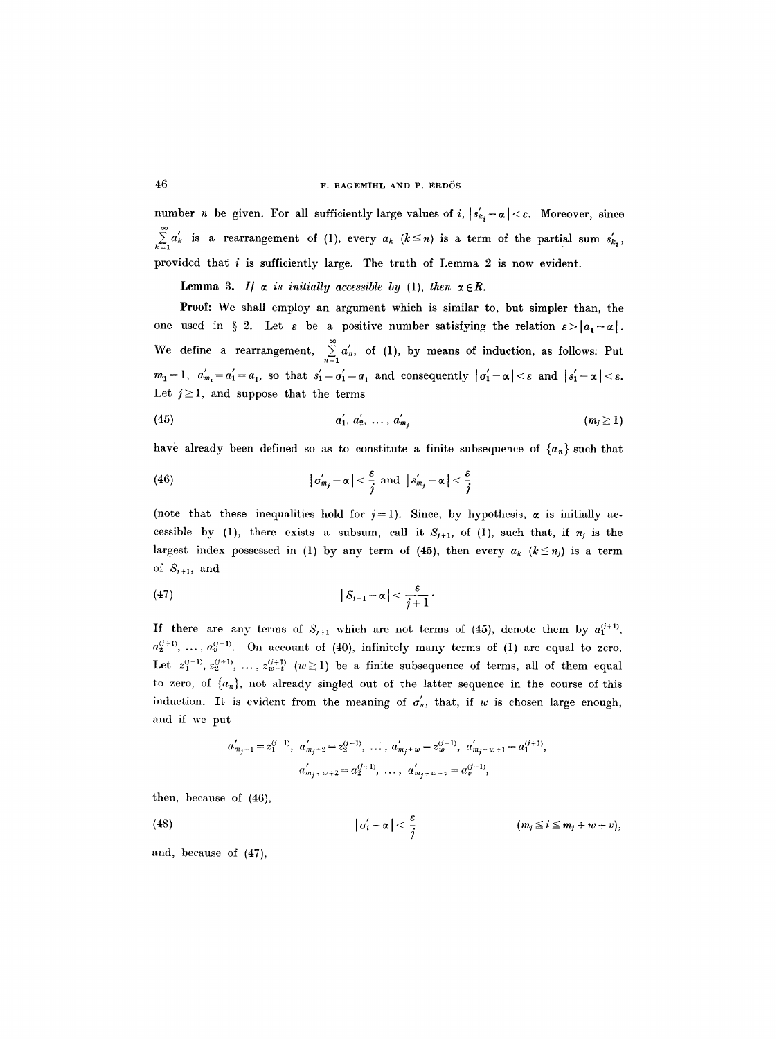number $n$ be given. For all sufficiently large values of $i$, $|s'_{k_i} - \alpha| < \varepsilon$. Moreover, since $\sum_{k=1}^{\infty} a'_k$ is a rearrangement of (1), every $a_k$ $(k \leqq n)$ is a term of the partial sum $s'_{k_i}$, provided that $i$ is sufficiently large. The truth of Lemma 2 is now evident.

**Lemma 3.** *If $\alpha$ is initially accessible by* (1), *then* $\alpha \in R$.

**Proof:** We shall employ an argument which is similar to, but simpler than, the one used in § 2. Let $\varepsilon$ be a positive number satisfying the relation $\varepsilon > |a_1 - \alpha|$. We define a rearrangement, $\sum_{n=1}^{\infty} a'_n$, of (1), by means of induction, as follows: Put $m_1 = 1$, $a'_{m_1} = a'_1 = a_1$, so that $s'_1 = \sigma'_1 = a_1$ and consequently $|\sigma'_1 - \alpha| < \varepsilon$ and $|s'_1 - \alpha| < \varepsilon$. Let $j \geqq 1$, and suppose that the terms

$$a'_1, a'_2, \ldots, a'_{m_j} \qquad (m_j \geqq 1) \tag{45}$$

have already been defined so as to constitute a finite subsequence of $\{a_n\}$ such that

$$|\sigma'_{m_j} - \alpha| < \frac{\varepsilon}{j} \text{ and } |s'_{m_j} - \alpha| < \frac{\varepsilon}{j} \tag{46}$$

(note that these inequalities hold for $j = 1$). Since, by hypothesis, $\alpha$ is initially accessible by (1), there exists a subsum, call it $S_{j+1}$, of (1), such that, if $n_j$ is the largest index possessed in (1) by any term of (45), then every $a_k$ $(k \leqq n_j)$ is a term of $S_{j+1}$, and

$$|S_{j+1} - \alpha| < \frac{\varepsilon}{j+1}. \tag{47}$$

If there are any terms of $S_{j+1}$ which are not terms of (45), denote them by $a_1^{(j+1)}$, $a_2^{(j+1)}, \ldots, a_v^{(j+1)}$. On account of (40), infinitely many terms of (1) are equal to zero. Let $z_1^{(j+1)}, z_2^{(j+1)}, \ldots, z_{w+t}^{(j+1)}$ $(w \geqq 1)$ be a finite subsequence of terms, all of them equal to zero, of $\{a_n\}$, not already singled out of the latter sequence in the course of this induction. It is evident from the meaning of $\sigma'_n$, that, if $w$ is chosen large enough, and if we put

$$a'_{m_j+1} = z_1^{(j+1)},\ a'_{m_j+2} = z_2^{(j+1)},\ \ldots,\ a'_{m_j+w} = z_w^{(j+1)},\ a'_{m_j+w+1} = a_1^{(j+1)},$$
$$a'_{m_j+w+2} = a_2^{(j+1)},\ \ldots,\ a'_{m_j+w+v} = a_v^{(j+1)},$$

then, because of (46),

$$|\sigma'_i - \alpha| < \frac{\varepsilon}{j} \qquad (m_j \leqq i \leqq m_j + w + v), \tag{48}$$

and, because of (47),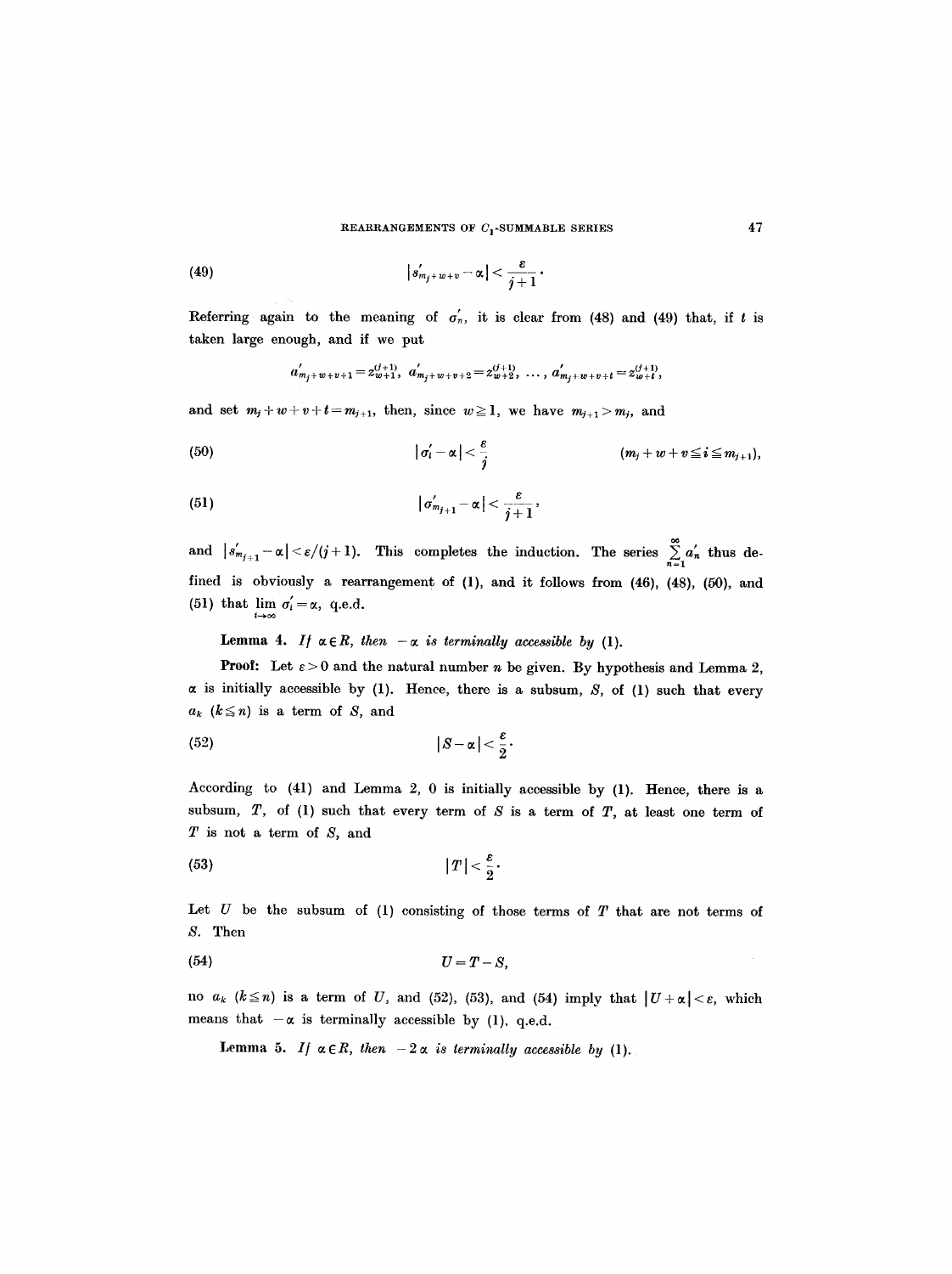$$|s'_{m_j+w+v} - \alpha| < \frac{\varepsilon}{j+1}. \tag{49}$$

Referring again to the meaning of $\sigma'_n$, it is clear from (48) and (49) that, if $t$ is taken large enough, and if we put

$$a'_{m_j+w+v+1} = z^{(j+1)}_{w+1},\ a'_{m_j+w+v+2} = z^{(j+1)}_{w+2},\ \ldots,\ a'_{m_j+w+v+t} = z^{(j+1)}_{w+t},$$

and set $m_j + w + v + t = m_{j+1}$, then, since $w \geq 1$, we have $m_{j+1} > m_j$, and

$$|\sigma'_i - \alpha| < \frac{\varepsilon}{j} \qquad (m_j + w + v \leq i \leq m_{j+1}), \tag{50}$$

$$|\sigma'_{m_{j+1}} - \alpha| < \frac{\varepsilon}{j+1}, \tag{51}$$

and $|s'_{m_{j+1}} - \alpha| < \varepsilon/(j+1)$. This completes the induction. The series $\sum_{n=1}^{\infty} a'_n$ thus defined is obviously a rearrangement of (1), and it follows from (46), (48), (50), and (51) that $\lim_{i\to\infty} \sigma'_i = \alpha$, q.e.d.

**Lemma 4.** *If $\alpha \in R$, then $-\alpha$ is terminally accessible by* (1).

**Proof:** Let $\varepsilon > 0$ and the natural number $n$ be given. By hypothesis and Lemma 2, $\alpha$ is initially accessible by (1). Hence, there is a subsum, $S$, of (1) such that every $a_k$ $(k \leq n)$ is a term of $S$, and

$$|S - \alpha| < \frac{\varepsilon}{2}. \tag{52}$$

According to (41) and Lemma 2, 0 is initially accessible by (1). Hence, there is a subsum, $T$, of (1) such that every term of $S$ is a term of $T$, at least one term of $T$ is not a term of $S$, and

$$|T| < \frac{\varepsilon}{2}. \tag{53}$$

Let $U$ be the subsum of (1) consisting of those terms of $T$ that are not terms of $S$. Then

$$U = T - S, \tag{54}$$

no $a_k$ $(k \leq n)$ is a term of $U$, and (52), (53), and (54) imply that $|U + \alpha| < \varepsilon$, which means that $-\alpha$ is terminally accessible by (1), q.e.d.

**Lemma 5.** *If $\alpha \in R$, then $-2\alpha$ is terminally accessible by* (1).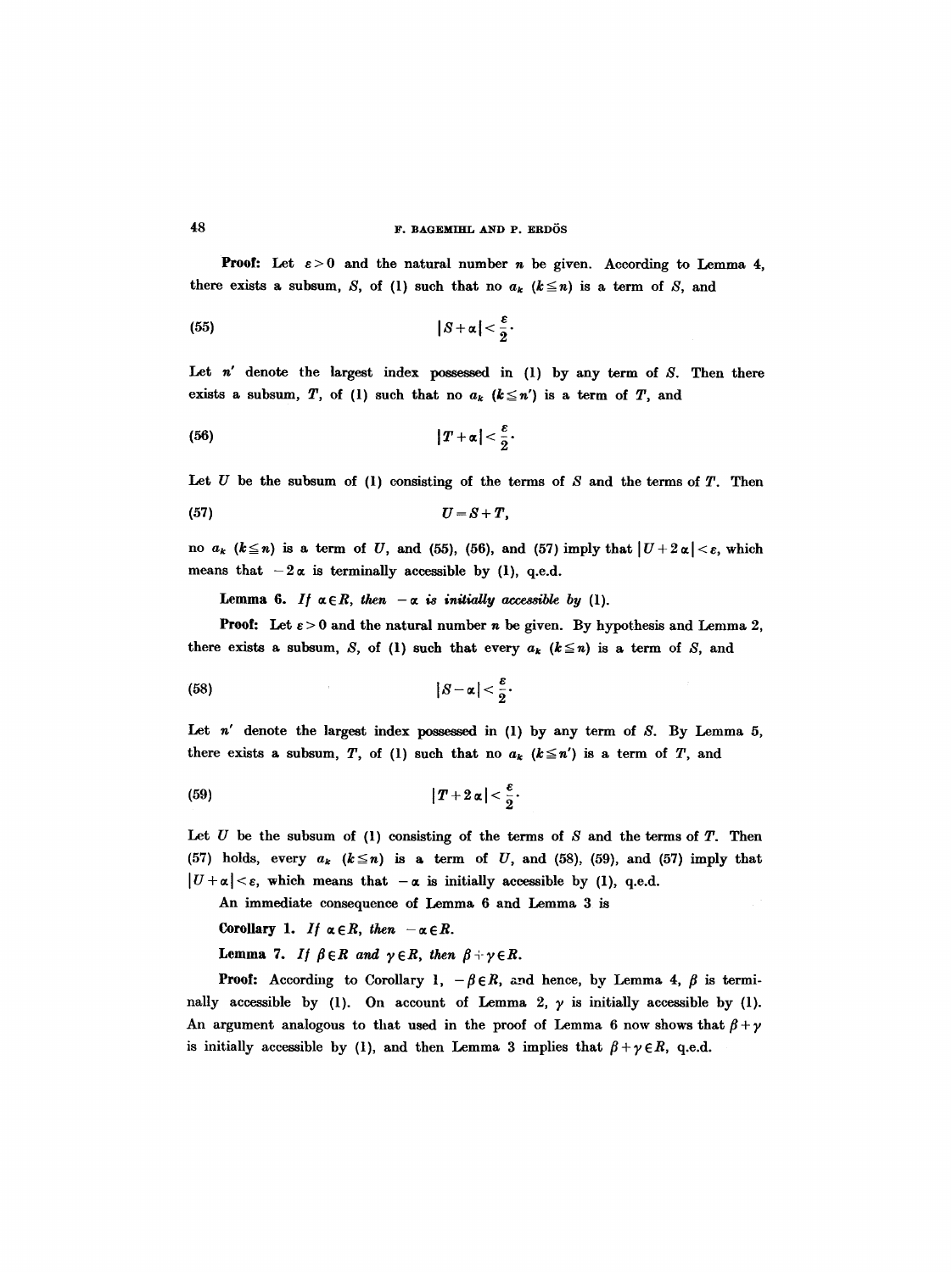**Proof:** Let $\varepsilon > 0$ and the natural number $n$ be given. According to Lemma 4, there exists a subsum, $S$, of (1) such that no $a_k$ $(k \leq n)$ is a term of $S$, and

$$|S + \alpha| < \frac{\varepsilon}{2}. \tag{55}$$

Let $n'$ denote the largest index possessed in (1) by any term of $S$. Then there exists a subsum, $T$, of (1) such that no $a_k$ $(k \leq n')$ is a term of $T$, and

$$|T + \alpha| < \frac{\varepsilon}{2}. \tag{56}$$

Let $U$ be the subsum of (1) consisting of the terms of $S$ and the terms of $T$. Then

$$U = S + T, \tag{57}$$

no $a_k$ $(k \leq n)$ is a term of $U$, and (55), (56), and (57) imply that $|U + 2\alpha| < \varepsilon$, which means that $-2\alpha$ is terminally accessible by (1), q.e.d.

**Lemma 6.** *If $\alpha \in R$, then $-\alpha$ is initially accessible by* (1).

**Proof:** Let $\varepsilon > 0$ and the natural number $n$ be given. By hypothesis and Lemma 2, there exists a subsum, $S$, of (1) such that every $a_k$ $(k \leq n)$ is a term of $S$, and

$$|S - \alpha| < \frac{\varepsilon}{2}. \tag{58}$$

Let $n'$ denote the largest index possessed in (1) by any term of $S$. By Lemma 5, there exists a subsum, $T$, of (1) such that no $a_k$ $(k \leq n')$ is a term of $T$, and

$$|T + 2\alpha| < \frac{\varepsilon}{2}. \tag{59}$$

Let $U$ be the subsum of (1) consisting of the terms of $S$ and the terms of $T$. Then (57) holds, every $a_k$ $(k \leq n)$ is a term of $U$, and (58), (59), and (57) imply that $|U + \alpha| < \varepsilon$, which means that $-\alpha$ is initially accessible by (1), q.e.d.

An immediate consequence of Lemma 6 and Lemma 3 is

**Corollary 1.** *If $\alpha \in R$, then $-\alpha \in R$.*

**Lemma 7.** *If $\beta \in R$ and $\gamma \in R$, then $\beta + \gamma \in R$.*

**Proof:** According to Corollary 1, $-\beta \in R$, and hence, by Lemma 4, $\beta$ is terminally accessible by (1). On account of Lemma 2, $\gamma$ is initially accessible by (1). An argument analogous to that used in the proof of Lemma 6 now shows that $\beta + \gamma$ is initially accessible by (1), and then Lemma 3 implies that $\beta + \gamma \in R$, q.e.d.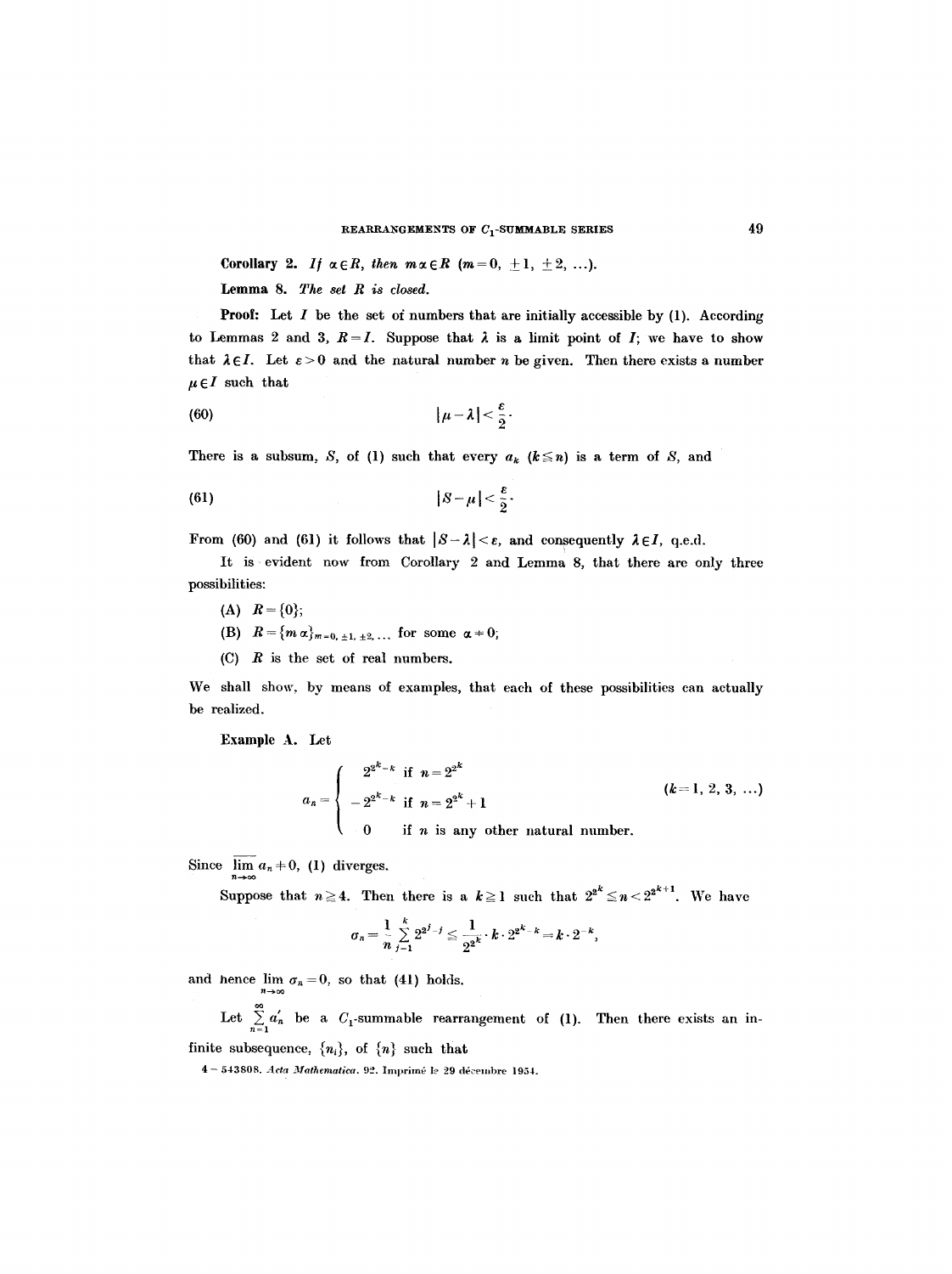**Corollary 2.** *If $\alpha \in R$, then $m\alpha \in R$ $(m = 0, \pm 1, \pm 2, \ldots)$.*

**Lemma 8.** *The set $R$ is closed.*

**Proof:** Let $I$ be the set of numbers that are initially accessible by (1). According to Lemmas 2 and 3, $R = I$. Suppose that $\lambda$ is a limit point of $I$; we have to show that $\lambda \in I$. Let $\varepsilon > 0$ and the natural number $n$ be given. Then there exists a number $\mu \in I$ such that

$$|\mu - \lambda| < \frac{\varepsilon}{2}. \tag{60}$$

There is a subsum, $S$, of (1) such that every $a_k$ $(k \leq n)$ is a term of $S$, and

$$|S - \mu| < \frac{\varepsilon}{2}. \tag{61}$$

From (60) and (61) it follows that $|S - \lambda| < \varepsilon$, and consequently $\lambda \in I$, q.e.d.

It is evident now from Corollary 2 and Lemma 8, that there are only three possibilities:

(A) $R = \{0\}$;

(B) $R = \{m\alpha\}_{m=0, \pm 1, \pm 2, \ldots}$ for some $\alpha \neq 0$;

(C) $R$ is the set of real numbers.

We shall show, by means of examples, that each of these possibilities can actually be realized.

**Example A.** Let

$$a_n = \begin{cases} 2^{2^k - k} & \text{if } n = 2^{2^k} \\ -2^{2^k - k} & \text{if } n = 2^{2^k} + 1 \\ 0 & \text{if } n \text{ is any other natural number.} \end{cases} \qquad (k = 1, 2, 3, \ldots)$$

Since $\overline{\lim\limits_{n \to \infty}}\, a_n \neq 0$, (1) diverges.

Suppose that $n \geq 4$. Then there is a $k \geq 1$ such that $2^{2^k} \leq n < 2^{2^{k+1}}$. We have

$$\sigma_n = \frac{1}{n} \sum_{j=1}^{k} 2^{2^j - j} \leq \frac{1}{2^{2^k}} \cdot k \cdot 2^{2^k - k} = k \cdot 2^{-k},$$

and hence $\lim\limits_{n \to \infty} \sigma_n = 0$, so that (41) holds.

Let $\sum\limits_{n=1}^{\infty} a'_n$ be a $C_1$-summable rearrangement of (1). Then there exists an infinite subsequence, $\{n_i\}$, of $\{n\}$ such that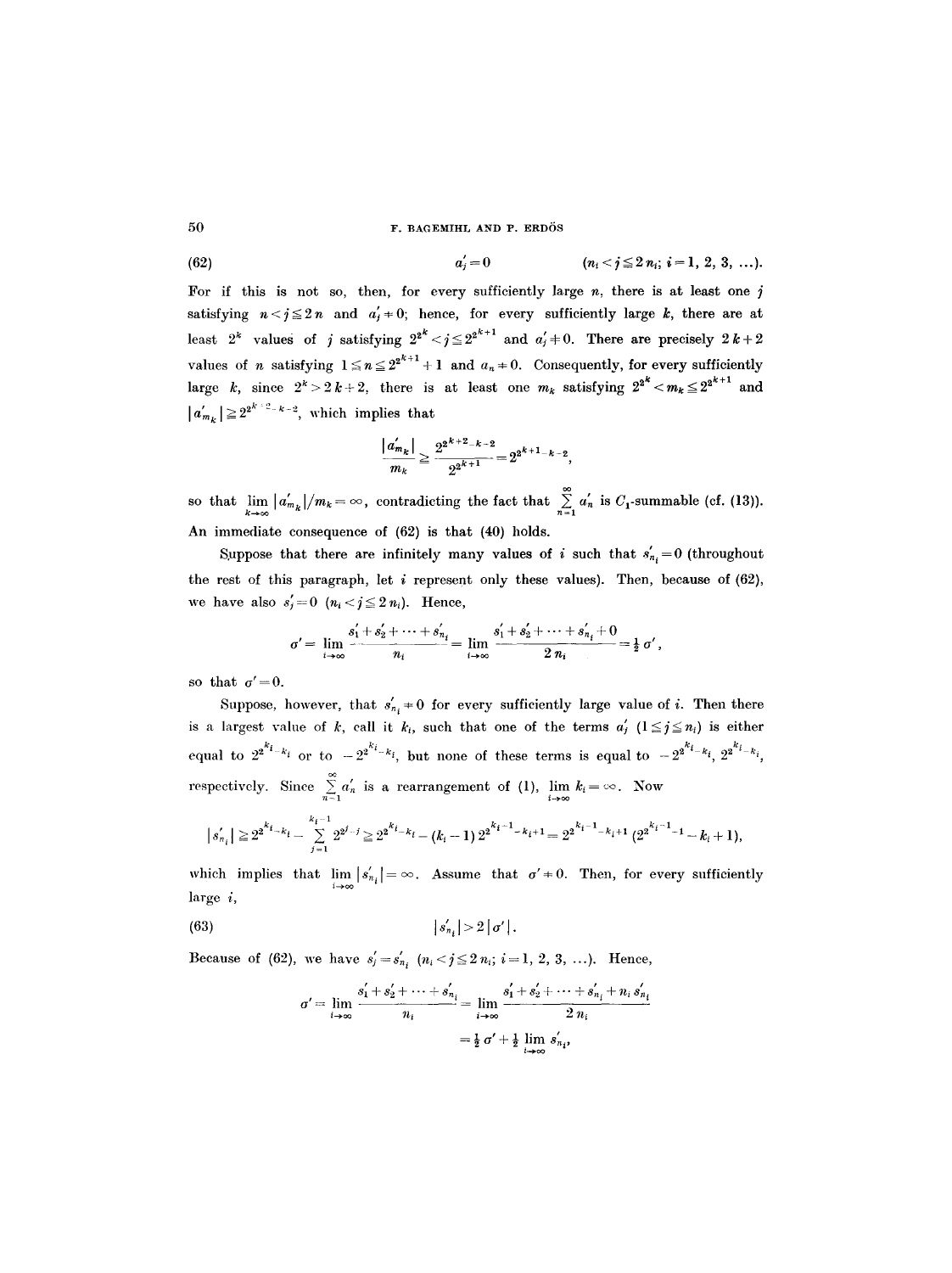$$a'_j = 0 \qquad (n_i < j \leqq 2\,n_i;\ i = 1, 2, 3, \ldots). \tag{62}$$

For if this is not so, then, for every sufficiently large $n$, there is at least one $j$ satisfying $n < j \leqq 2\,n$ and $a'_j \neq 0$; hence, for every sufficiently large $k$, there are at least $2^k$ values of $j$ satisfying $2^{2^k} < j \leqq 2^{2^{k+1}}$ and $a'_j \neq 0$. There are precisely $2\,k + 2$ values of $n$ satisfying $1 \leqq n \leqq 2^{2^{k+1}} + 1$ and $a_n \neq 0$. Consequently, for every sufficiently large $k$, since $2^k > 2\,k + 2$, there is at least one $m_k$ satisfying $2^{2^k} < m_k \leqq 2^{2^{k+1}}$ and $|a'_{m_k}| \geqq 2^{2^{k+2} - k - 2}$, which implies that

$$\frac{|a'_{m_k}|}{m_k} \geqq \frac{2^{2^{k+2} - k - 2}}{2^{2^{k+1}}} = 2^{2^{k+1} - k - 2},$$

so that $\lim\limits_{k \to \infty} |a'_{m_k}|/m_k = \infty$, contradicting the fact that $\sum\limits_{n=1}^{\infty} a'_n$ is $C_1$-summable (cf. (13)). An immediate consequence of (62) is that (40) holds.

Suppose that there are infinitely many values of $i$ such that $s'_{n_i} = 0$ (throughout the rest of this paragraph, let $i$ represent only these values). Then, because of (62), we have also $s'_j = 0$ $(n_i < j \leqq 2\,n_i)$. Hence,

$$\sigma' = \lim_{i \to \infty} \frac{s'_1 + s'_2 + \cdots + s'_{n_i}}{n_i} = \lim_{i \to \infty} \frac{s'_1 + s'_2 + \cdots + s'_{n_i} + 0}{2\,n_i} = \tfrac{1}{2}\,\sigma',$$

so that $\sigma' = 0$.

Suppose, however, that $s'_{n_i} \neq 0$ for every sufficiently large value of $i$. Then there is a largest value of $k$, call it $k_i$, such that one of the terms $a'_j$ $(1 \leqq j \leqq n_i)$ is either equal to $2^{2^{k_i} - k_i}$ or to $-2^{2^{k_i} - k_i}$, but none of these terms is equal to $-2^{2^{k_i} - k_i}$, $2^{2^{k_i} - k_i}$, respectively. Since $\sum\limits_{n=1}^{\infty} a'_n$ is a rearrangement of (1), $\lim\limits_{i \to \infty} k_i = \infty$. Now

$$|s'_{n_i}| \geqq 2^{2^{k_i} - k_i} - \sum_{j=1}^{k_i - 1} 2^{2^j - j} \geqq 2^{2^{k_i} - k_i} - (k_i - 1)\,2^{2^{k_i - 1} - k_i + 1} = 2^{2^{k_i - 1} - k_i + 1}\,(2^{2^{k_i - 1} - 1} - k_i + 1),$$

which implies that $\lim\limits_{i \to \infty} |s'_{n_i}| = \infty$. Assume that $\sigma' \neq 0$. Then, for every sufficiently large $i$,

$$|s'_{n_i}| > 2\,|\sigma'|. \tag{63}$$

Because of (62), we have $s'_j = s'_{n_i}$ $(n_i < j \leqq 2\,n_i;\ i = 1, 2, 3, \ldots)$. Hence,

$$\begin{aligned}\sigma' = \lim_{i \to \infty} \frac{s'_1 + s'_2 + \cdots + s'_{n_i}}{n_i} &= \lim_{i \to \infty} \frac{s'_1 + s'_2 + \cdots + s'_{n_i} + n_i\, s'_{n_i}}{2\,n_i} \\ &= \tfrac{1}{2}\,\sigma' + \tfrac{1}{2} \lim_{i \to \infty} s'_{n_i},\end{aligned}$$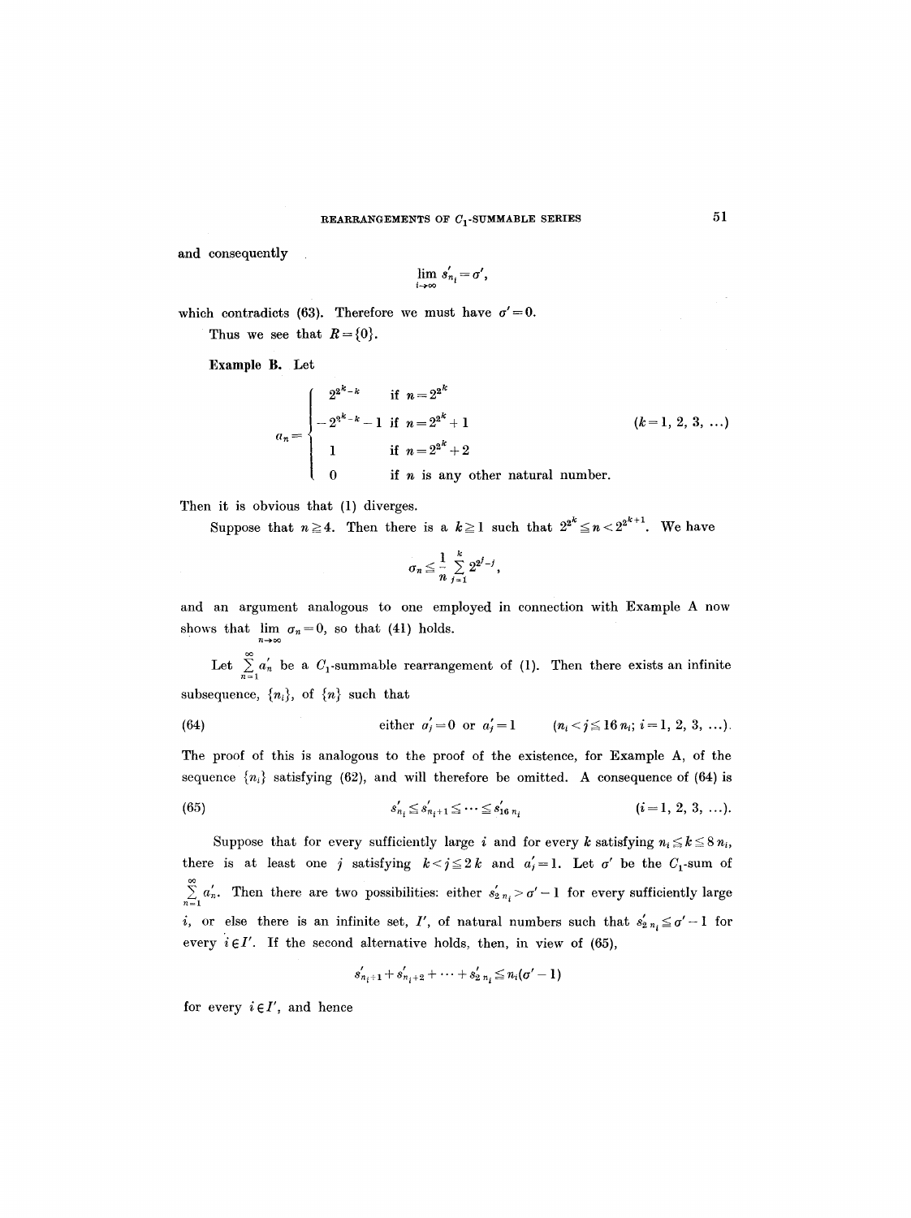and consequently

$$\lim_{i\to\infty} s'_{n_i} = \sigma',$$

which contradicts (63). Therefore we must have $\sigma' = 0$.

Thus we see that $R = \{0\}$.

**Example B.** Let

$$a_n = \begin{cases} 2^{2^k - k} & \text{if } n = 2^{2^k} \\ -2^{2^k - k} - 1 & \text{if } n = 2^{2^k} + 1 \\ 1 & \text{if } n = 2^{2^k} + 2 \\ 0 & \text{if } n \text{ is any other natural number.} \end{cases} \qquad (k = 1, 2, 3, \ldots)$$

Then it is obvious that (1) diverges.

Suppose that $n \geq 4$. Then there is a $k \geq 1$ such that $2^{2^k} \leq n < 2^{2^{k+1}}$. We have

$$\sigma_n \leq \frac{1}{n} \sum_{j=1}^{k} 2^{2^j - j},$$

and an argument analogous to one employed in connection with Example A now shows that $\lim_{n\to\infty} \sigma_n = 0$, so that (41) holds.

Let $\sum_{n=1}^{\infty} a'_n$ be a $C_1$-summable rearrangement of (1). Then there exists an infinite subsequence, $\{n_i\}$, of $\{n\}$ such that

$$\text{either } a'_j = 0 \text{ or } a'_j = 1 \qquad (n_i < j \leq 16\, n_i;\ i = 1, 2, 3, \ldots). \tag{64}$$

The proof of this is analogous to the proof of the existence, for Example A, of the sequence $\{n_i\}$ satisfying (62), and will therefore be omitted. A consequence of (64) is

$$s'_{n_i} \leq s'_{n_i+1} \leq \cdots \leq s'_{16\, n_i} \qquad (i = 1, 2, 3, \ldots). \tag{65}$$

Suppose that for every sufficiently large $i$ and for every $k$ satisfying $n_i \leq k \leq 8\, n_i$, there is at least one $j$ satisfying $k < j \leq 2k$ and $a'_j = 1$. Let $\sigma'$ be the $C_1$-sum of $\sum_{n=1}^{\infty} a'_n$. Then there are two possibilities: either $s'_{2\, n_i} > \sigma' - 1$ for every sufficiently large $i$, or else there is an infinite set, $I'$, of natural numbers such that $s'_{2\, n_i} \leq \sigma' - 1$ for every $i \in I'$. If the second alternative holds, then, in view of (65),

$$s'_{n_i+1} + s'_{n_i+2} + \cdots + s'_{2\, n_i} \leq n_i(\sigma' - 1)$$

for every $i \in I'$, and hence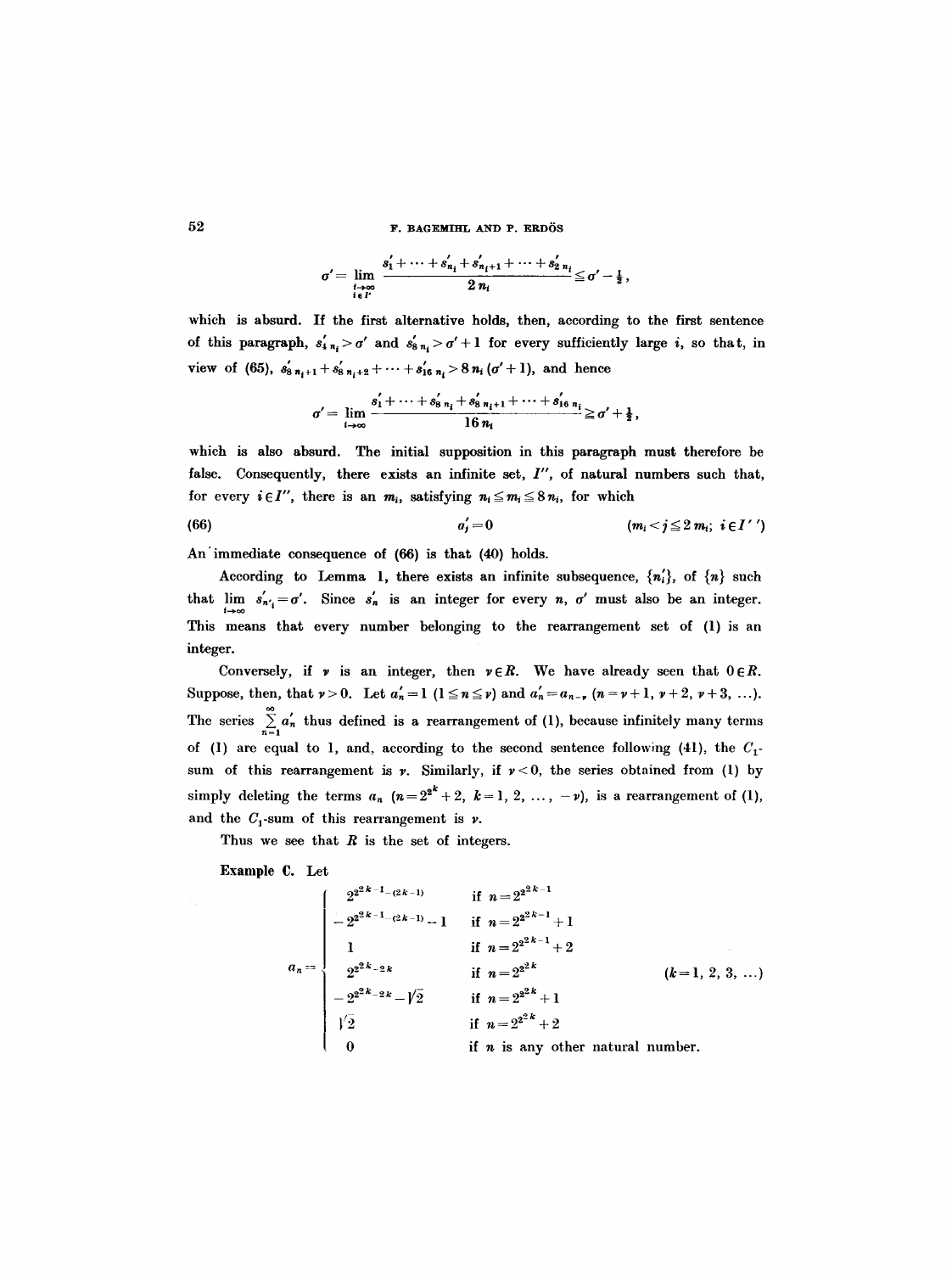$$\sigma' = \lim_{\substack{i\to\infty \\ i\in I'}} \frac{s_1' + \cdots + s_{n_i}' + s_{n_i+1}' + \cdots + s_{2n_i}'}{2n_i} \leqq \sigma' - \tfrac{1}{2},$$

which is absurd. If the first alternative holds, then, according to the first sentence of this paragraph, $s_{4n_i}' > \sigma'$ and $s_{8n_i}' > \sigma' + 1$ for every sufficiently large $i$, so that, in view of (65), $s_{8n_i+1}' + s_{8n_i+2}' + \cdots + s_{16n_i}' > 8n_i(\sigma'+1)$, and hence

$$\sigma' = \lim_{i\to\infty} \frac{s_1' + \cdots + s_{8n_i}' + s_{8n_i+1}' + \cdots + s_{16n_i}'}{16n_i} \geqq \sigma' + \tfrac{1}{2},$$

which is also absurd. The initial supposition in this paragraph must therefore be false. Consequently, there exists an infinite set, $I''$, of natural numbers such that, for every $i \in I''$, there is an $m_i$, satisfying $n_i \leqq m_i \leqq 8n_i$, for which

$$a_j' = 0 \qquad (m_i < j \leqq 2m_i;\ i \in I'') \tag{66}$$

An immediate consequence of (66) is that (40) holds.

According to Lemma 1, there exists an infinite subsequence, $\{n_i'\}$, of $\{n\}$ such that $\lim_{i\to\infty} s_{n_i'}' = \sigma'$. Since $s_n'$ is an integer for every $n$, $\sigma'$ must also be an integer. This means that every number belonging to the rearrangement set of (1) is an integer.

Conversely, if $\nu$ is an integer, then $\nu \in R$. We have already seen that $0 \in R$. Suppose, then, that $\nu > 0$. Let $a_n' = 1$ $(1 \leqq n \leqq \nu)$ and $a_n' = a_{n-\nu}$ $(n = \nu+1, \nu+2, \nu+3, \ldots)$. The series $\sum_{n=1}^{\infty} a_n'$ thus defined is a rearrangement of (1), because infinitely many terms of (1) are equal to 1, and, according to the second sentence following (41), the $C_1$-sum of this rearrangement is $\nu$. Similarly, if $\nu < 0$, the series obtained from (1) by simply deleting the terms $a_n$ $(n = 2^{2^k} + 2,\ k = 1, 2, \ldots, -\nu)$, is a rearrangement of (1), and the $C_1$-sum of this rearrangement is $\nu$.

Thus we see that $R$ is the set of integers.

**Example C.** Let

$$a_n = \begin{cases} 2^{2^{2k-1}-(2k-1)} & \text{if } n = 2^{2^{2k-1}} \\ -2^{2^{2k-1}-(2k-1)} - 1 & \text{if } n = 2^{2^{2k-1}} + 1 \\ 1 & \text{if } n = 2^{2^{2k-1}} + 2 \\ 2^{2^{2k}-2k} & \text{if } n = 2^{2^{2k}} \\ -2^{2^{2k}-2k} - \sqrt{2} & \text{if } n = 2^{2^{2k}} + 1 \\ \sqrt{2} & \text{if } n = 2^{2^{2k}} + 2 \\ 0 & \text{if } n \text{ is any other natural number.} \end{cases} \qquad (k = 1, 2, 3, \ldots)$$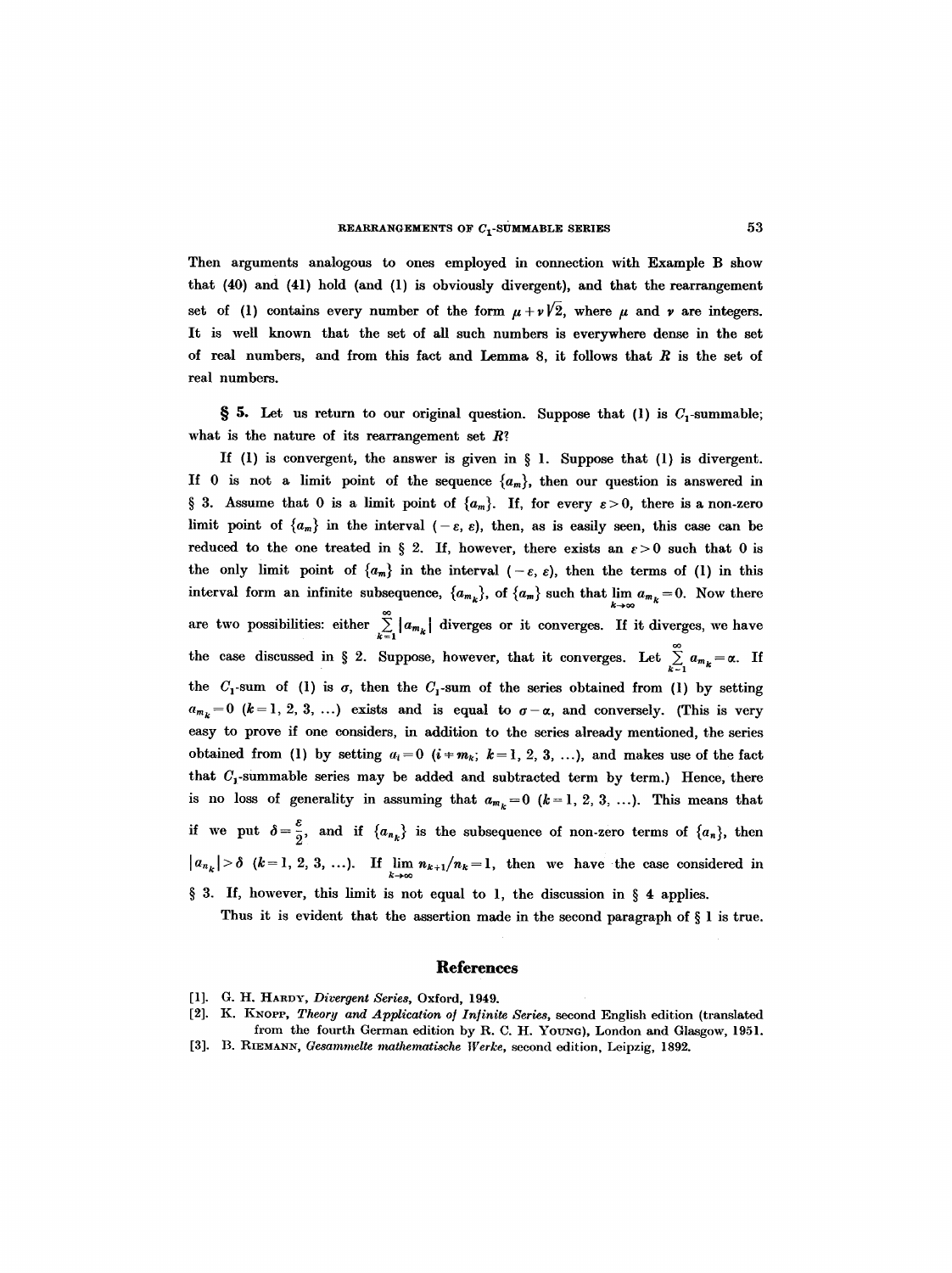Then arguments analogous to ones employed in connection with Example B show that (40) and (41) hold (and (1) is obviously divergent), and that the rearrangement set of (1) contains every number of the form $\mu + \nu\sqrt{2}$, where $\mu$ and $\nu$ are integers. It is well known that the set of all such numbers is everywhere dense in the set of real numbers, and from this fact and Lemma 8, it follows that $R$ is the set of real numbers.

**§ 5.** Let us return to our original question. Suppose that (1) is $C_1$-summable; what is the nature of its rearrangement set $R$?

If (1) is convergent, the answer is given in § 1. Suppose that (1) is divergent. If 0 is not a limit point of the sequence $\{a_m\}$, then our question is answered in § 3. Assume that 0 is a limit point of $\{a_m\}$. If, for every $\varepsilon > 0$, there is a non-zero limit point of $\{a_m\}$ in the interval $(-\varepsilon, \varepsilon)$, then, as is easily seen, this case can be reduced to the one treated in § 2. If, however, there exists an $\varepsilon > 0$ such that 0 is the only limit point of $\{a_m\}$ in the interval $(-\varepsilon, \varepsilon)$, then the terms of (1) in this interval form an infinite subsequence, $\{a_{m_k}\}$, of $\{a_m\}$ such that $\lim_{k\to\infty} a_{m_k} = 0$. Now there are two possibilities: either $\sum_{k=1}^{\infty} |a_{m_k}|$ diverges or it converges. If it diverges, we have the case discussed in § 2. Suppose, however, that it converges. Let $\sum_{k=1}^{\infty} a_{m_k} = \alpha$. If the $C_1$-sum of (1) is $\sigma$, then the $C_1$-sum of the series obtained from (1) by setting $a_{m_k} = 0$ $(k = 1, 2, 3, \ldots)$ exists and is equal to $\sigma - \alpha$, and conversely. (This is very easy to prove if one considers, in addition to the series already mentioned, the series obtained from (1) by setting $a_i = 0$ $(i \neq m_k;\ k = 1, 2, 3, \ldots)$, and makes use of the fact that $C_1$-summable series may be added and subtracted term by term.) Hence, there is no loss of generality in assuming that $a_{m_k} = 0$ $(k = 1, 2, 3, \ldots)$. This means that if we put $\delta = \frac{\varepsilon}{2}$, and if $\{a_{n_k}\}$ is the subsequence of non-zero terms of $\{a_n\}$, then $|a_{n_k}| > \delta$ $(k = 1, 2, 3, \ldots)$. If $\lim_{k\to\infty} n_{k+1}/n_k = 1$, then we have the case considered in § 3. If, however, this limit is not equal to 1, the discussion in § 4 applies.

Thus it is evident that the assertion made in the second paragraph of § 1 is true.

## References

[1]. G. H. Hardy, *Divergent Series*, Oxford, 1949.

[2]. K. Knopp, *Theory and Application of Infinite Series*, second English edition (translated from the fourth German edition by R. C. H. Young), London and Glasgow, 1951.

[3]. B. Riemann, *Gesammelte mathematische Werke*, second edition, Leipzig, 1892.